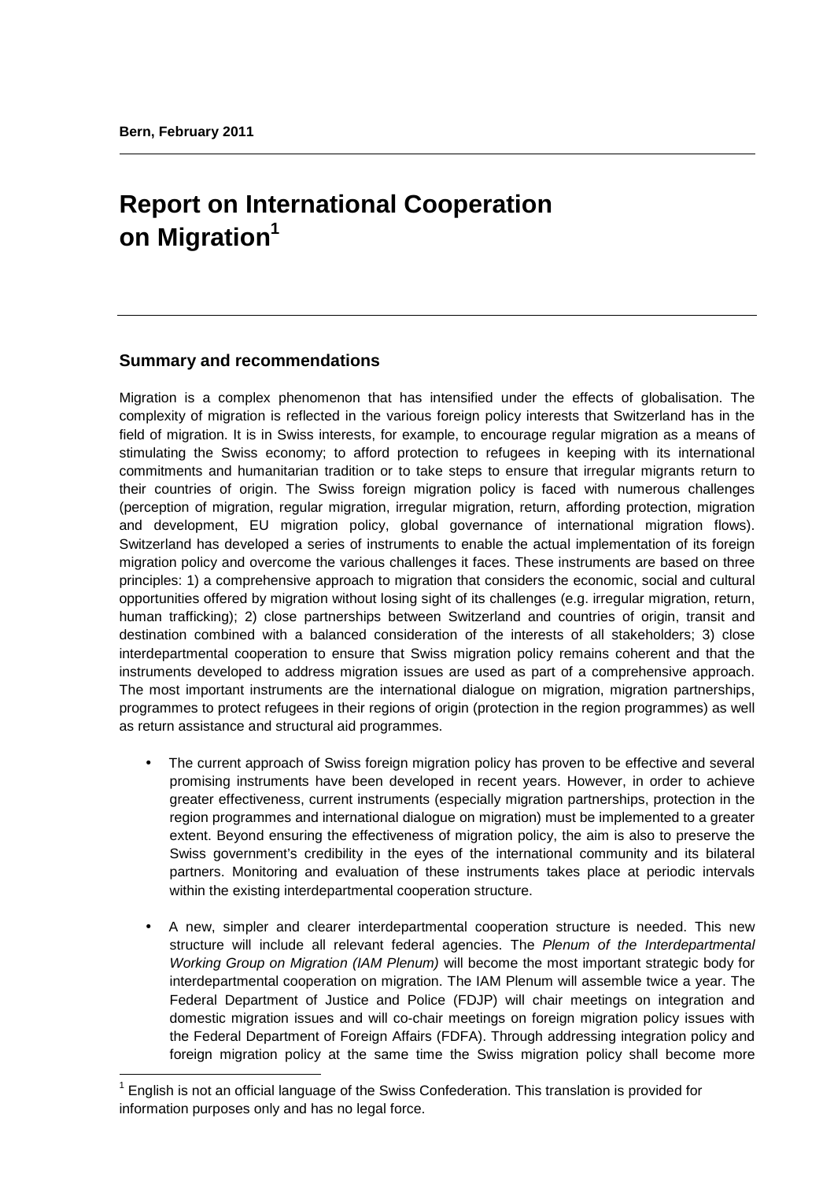**Bern, February 2011**

# Report on International Cooperation on Migration[1]

## Summary and recommendations

Migration is a complex phenomenon that has intensified under the effects of globalisation. The complexity of migration is reflected in the various foreign policy interests that Switzerland has in the field of migration. It is in Swiss interests, for example, to encourage regular migration as a means of stimulating the Swiss economy; to afford protection to refugees in keeping with its international commitments and humanitarian tradition or to take steps to ensure that irregular migrants return to their countries of origin. The Swiss foreign migration policy is faced with numerous challenges (perception of migration, regular migration, irregular migration, return, affording protection, migration and development, EU migration policy, global governance of international migration flows). Switzerland has developed a series of instruments to enable the actual implementation of its foreign migration policy and overcome the various challenges it faces. These instruments are based on three principles: 1) a comprehensive approach to migration that considers the economic, social and cultural opportunities offered by migration without losing sight of its challenges (e.g. irregular migration, return, human trafficking); 2) close partnerships between Switzerland and countries of origin, transit and destination combined with a balanced consideration of the interests of all stakeholders; 3) close interdepartmental cooperation to ensure that Swiss migration policy remains coherent and that the instruments developed to address migration issues are used as part of a comprehensive approach. The most important instruments are the international dialogue on migration, migration partnerships, programmes to protect refugees in their regions of origin (protection in the region programmes) as well as return assistance and structural aid programmes.

- The current approach of Swiss foreign migration policy has proven to be effective and several promising instruments have been developed in recent years. However, in order to achieve greater effectiveness, current instruments (especially migration partnerships, protection in the region programmes and international dialogue on migration) must be implemented to a greater extent. Beyond ensuring the effectiveness of migration policy, the aim is also to preserve the Swiss government's credibility in the eyes of the international community and its bilateral partners. Monitoring and evaluation of these instruments takes place at periodic intervals within the existing interdepartmental cooperation structure.

- A new, simpler and clearer interdepartmental cooperation structure is needed. This new structure will include all relevant federal agencies. The *Plenum of the Interdepartmental Working Group on Migration (IAM Plenum)* will become the most important strategic body for interdepartmental cooperation on migration. The IAM Plenum will assemble twice a year. The Federal Department of Justice and Police (FDJP) will chair meetings on integration and domestic migration issues and will co-chair meetings on foreign migration policy issues with the Federal Department of Foreign Affairs (FDFA). Through addressing integration policy and foreign migration policy at the same time the Swiss migration policy shall become more

[1] English is not an official language of the Swiss Confederation. This translation is provided for information purposes only and has no legal force.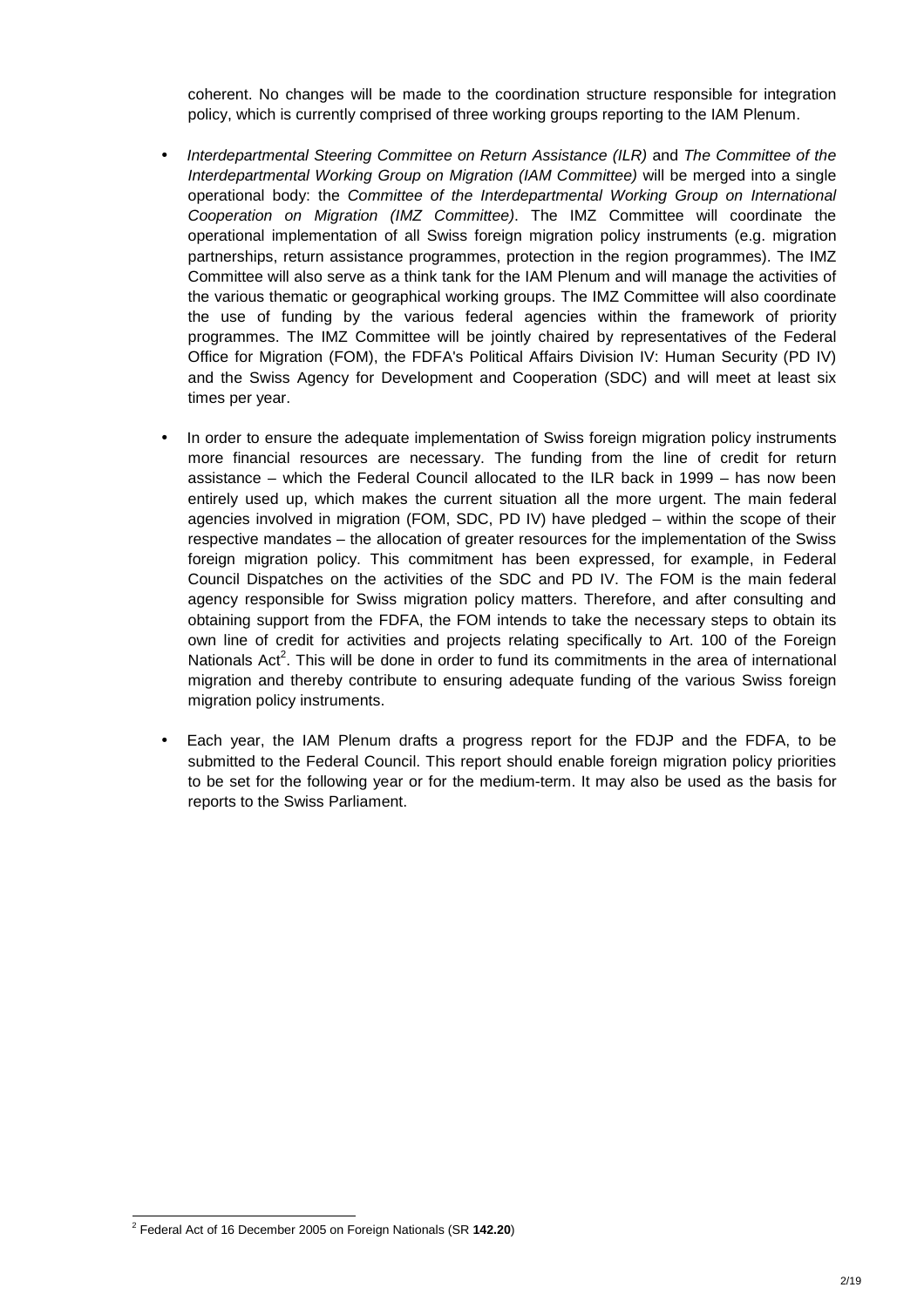coherent. No changes will be made to the coordination structure responsible for integration policy, which is currently comprised of three working groups reporting to the IAM Plenum.

- *Interdepartmental Steering Committee on Return Assistance (ILR)* and *The Committee of the Interdepartmental Working Group on Migration (IAM Committee)* will be merged into a single operational body: the *Committee of the Interdepartmental Working Group on International Cooperation on Migration (IMZ Committee)*. The IMZ Committee will coordinate the operational implementation of all Swiss foreign migration policy instruments (e.g. migration partnerships, return assistance programmes, protection in the region programmes). The IMZ Committee will also serve as a think tank for the IAM Plenum and will manage the activities of the various thematic or geographical working groups. The IMZ Committee will also coordinate the use of funding by the various federal agencies within the framework of priority programmes. The IMZ Committee will be jointly chaired by representatives of the Federal Office for Migration (FOM), the FDFA's Political Affairs Division IV: Human Security (PD IV) and the Swiss Agency for Development and Cooperation (SDC) and will meet at least six times per year.

- In order to ensure the adequate implementation of Swiss foreign migration policy instruments more financial resources are necessary. The funding from the line of credit for return assistance – which the Federal Council allocated to the ILR back in 1999 – has now been entirely used up, which makes the current situation all the more urgent. The main federal agencies involved in migration (FOM, SDC, PD IV) have pledged – within the scope of their respective mandates – the allocation of greater resources for the implementation of the Swiss foreign migration policy. This commitment has been expressed, for example, in Federal Council Dispatches on the activities of the SDC and PD IV. The FOM is the main federal agency responsible for Swiss migration policy matters. Therefore, and after consulting and obtaining support from the FDFA, the FOM intends to take the necessary steps to obtain its own line of credit for activities and projects relating specifically to Art. 100 of the Foreign Nationals Act[2]. This will be done in order to fund its commitments in the area of international migration and thereby contribute to ensuring adequate funding of the various Swiss foreign migration policy instruments.

- Each year, the IAM Plenum drafts a progress report for the FDJP and the FDFA, to be submitted to the Federal Council. This report should enable foreign migration policy priorities to be set for the following year or for the medium-term. It may also be used as the basis for reports to the Swiss Parliament.

---

[2] Federal Act of 16 December 2005 on Foreign Nationals (SR **142.20**)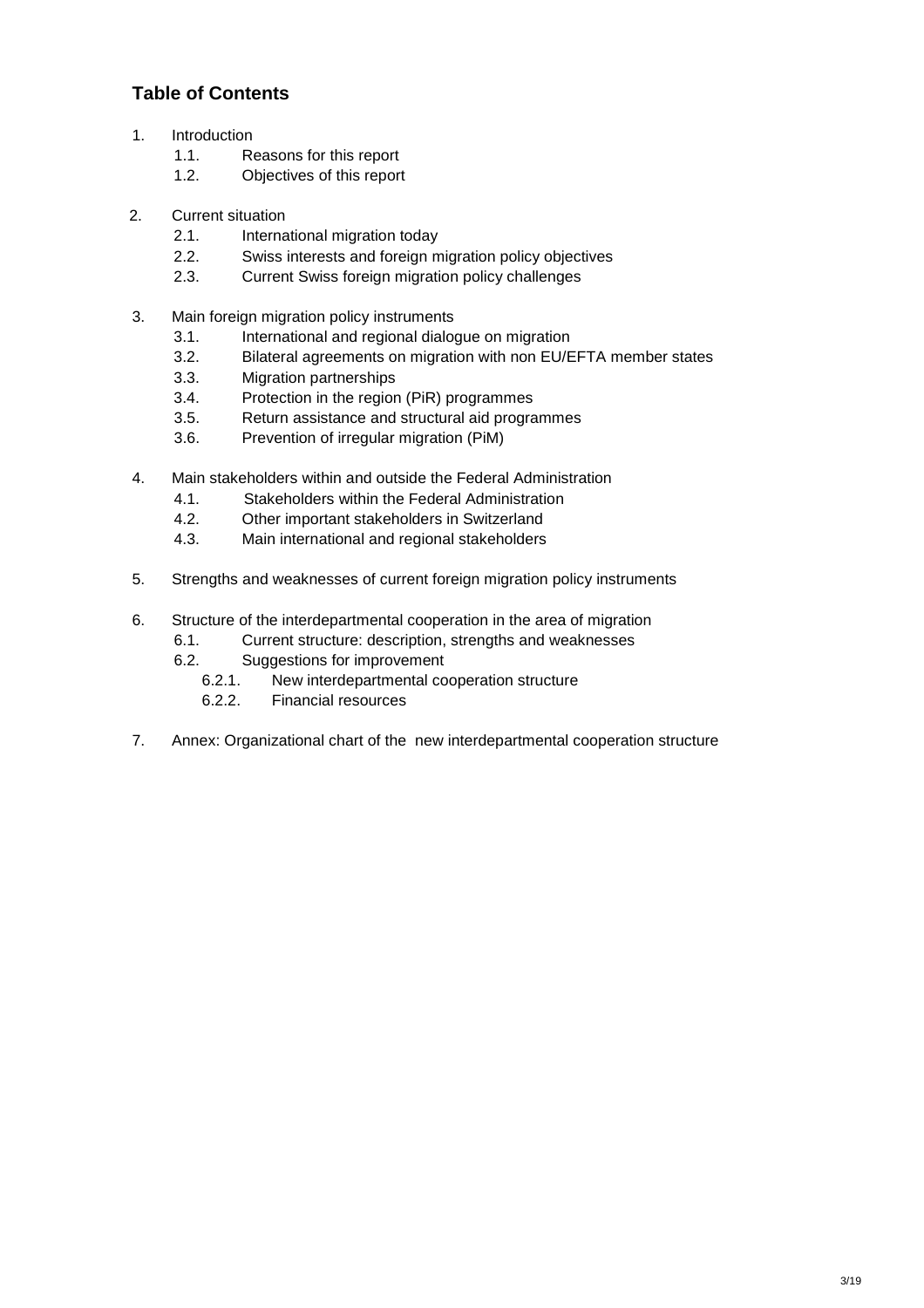## Table of Contents

1. Introduction
    - 1.1. Reasons for this report
    - 1.2. Objectives of this report
2. Current situation
    - 2.1. International migration today
    - 2.2. Swiss interests and foreign migration policy objectives
    - 2.3. Current Swiss foreign migration policy challenges
3. Main foreign migration policy instruments
    - 3.1. International and regional dialogue on migration
    - 3.2. Bilateral agreements on migration with non EU/EFTA member states
    - 3.3. Migration partnerships
    - 3.4. Protection in the region (PiR) programmes
    - 3.5. Return assistance and structural aid programmes
    - 3.6. Prevention of irregular migration (PiM)
4. Main stakeholders within and outside the Federal Administration
    - 4.1. Stakeholders within the Federal Administration
    - 4.2. Other important stakeholders in Switzerland
    - 4.3. Main international and regional stakeholders
5. Strengths and weaknesses of current foreign migration policy instruments
6. Structure of the interdepartmental cooperation in the area of migration
    - 6.1. Current structure: description, strengths and weaknesses
    - 6.2. Suggestions for improvement
        - 6.2.1. New interdepartmental cooperation structure
        - 6.2.2. Financial resources
7. Annex: Organizational chart of the new interdepartmental cooperation structure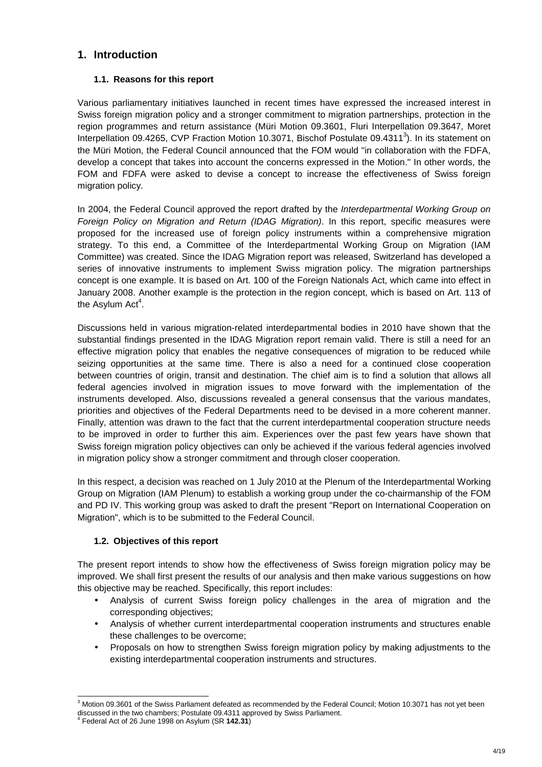# 1. Introduction

## 1.1. Reasons for this report

Various parliamentary initiatives launched in recent times have expressed the increased interest in Swiss foreign migration policy and a stronger commitment to migration partnerships, protection in the region programmes and return assistance (Müri Motion 09.3601, Fluri Interpellation 09.3647, Moret Interpellation 09.4265, CVP Fraction Motion 10.3071, Bischof Postulate 09.4311[3]). In its statement on the Müri Motion, the Federal Council announced that the FOM would "in collaboration with the FDFA, develop a concept that takes into account the concerns expressed in the Motion." In other words, the FOM and FDFA were asked to devise a concept to increase the effectiveness of Swiss foreign migration policy.

In 2004, the Federal Council approved the report drafted by the *Interdepartmental Working Group on Foreign Policy on Migration and Return (IDAG Migration)*. In this report, specific measures were proposed for the increased use of foreign policy instruments within a comprehensive migration strategy. To this end, a Committee of the Interdepartmental Working Group on Migration (IAM Committee) was created. Since the IDAG Migration report was released, Switzerland has developed a series of innovative instruments to implement Swiss migration policy. The migration partnerships concept is one example. It is based on Art. 100 of the Foreign Nationals Act, which came into effect in January 2008. Another example is the protection in the region concept, which is based on Art. 113 of the Asylum Act[4].

Discussions held in various migration-related interdepartmental bodies in 2010 have shown that the substantial findings presented in the IDAG Migration report remain valid. There is still a need for an effective migration policy that enables the negative consequences of migration to be reduced while seizing opportunities at the same time. There is also a need for a continued close cooperation between countries of origin, transit and destination. The chief aim is to find a solution that allows all federal agencies involved in migration issues to move forward with the implementation of the instruments developed. Also, discussions revealed a general consensus that the various mandates, priorities and objectives of the Federal Departments need to be devised in a more coherent manner. Finally, attention was drawn to the fact that the current interdepartmental cooperation structure needs to be improved in order to further this aim. Experiences over the past few years have shown that Swiss foreign migration policy objectives can only be achieved if the various federal agencies involved in migration policy show a stronger commitment and through closer cooperation.

In this respect, a decision was reached on 1 July 2010 at the Plenum of the Interdepartmental Working Group on Migration (IAM Plenum) to establish a working group under the co-chairmanship of the FOM and PD IV. This working group was asked to draft the present "Report on International Cooperation on Migration", which is to be submitted to the Federal Council.

## 1.2. Objectives of this report

The present report intends to show how the effectiveness of Swiss foreign migration policy may be improved. We shall first present the results of our analysis and then make various suggestions on how this objective may be reached. Specifically, this report includes:

- Analysis of current Swiss foreign policy challenges in the area of migration and the corresponding objectives;
- Analysis of whether current interdepartmental cooperation instruments and structures enable these challenges to be overcome;
- Proposals on how to strengthen Swiss foreign migration policy by making adjustments to the existing interdepartmental cooperation instruments and structures.

---

[3] Motion 09.3601 of the Swiss Parliament defeated as recommended by the Federal Council; Motion 10.3071 has not yet been discussed in the two chambers; Postulate 09.4311 approved by Swiss Parliament.

[4] Federal Act of 26 June 1998 on Asylum (SR **142.31**)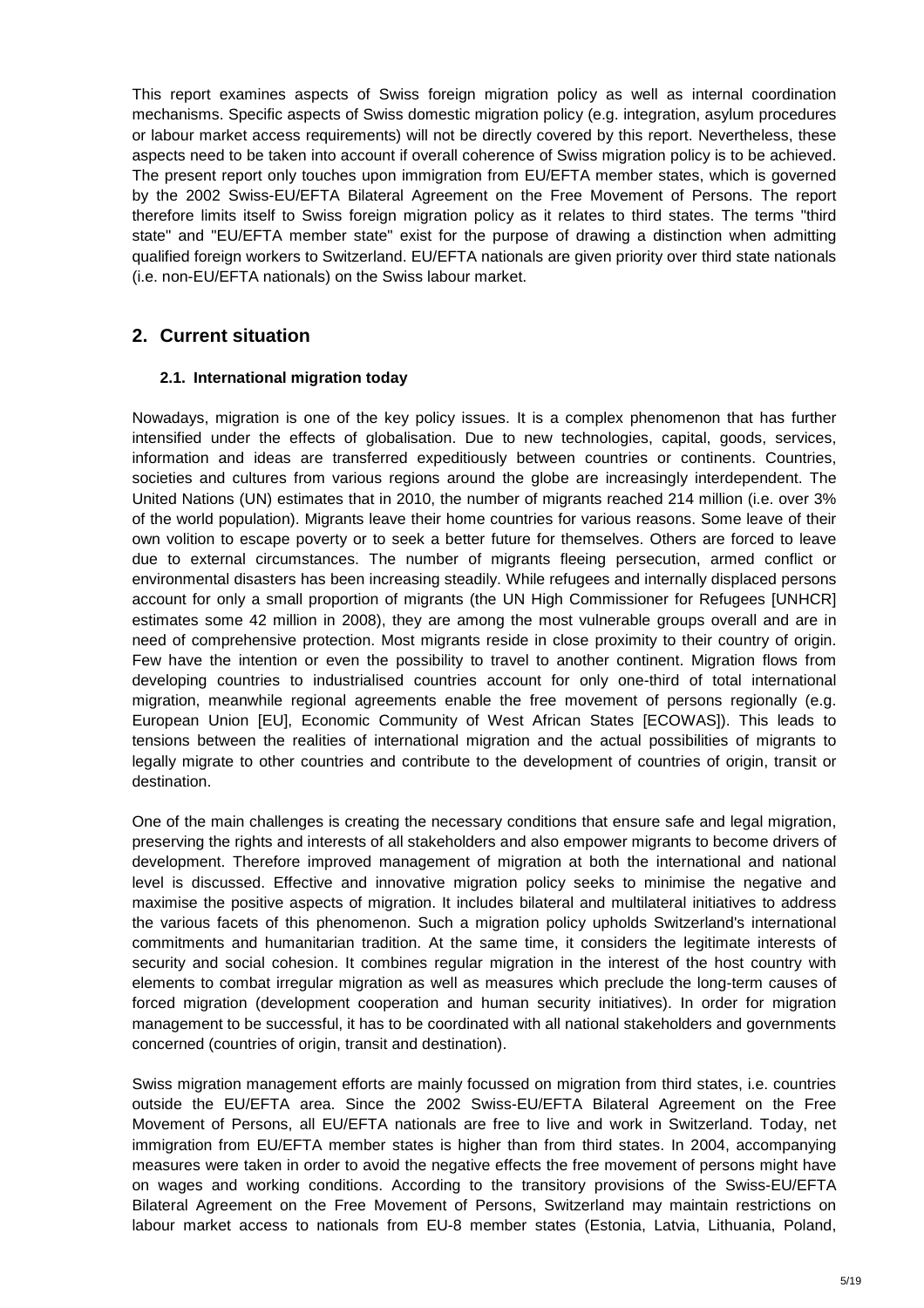This report examines aspects of Swiss foreign migration policy as well as internal coordination mechanisms. Specific aspects of Swiss domestic migration policy (e.g. integration, asylum procedures or labour market access requirements) will not be directly covered by this report. Nevertheless, these aspects need to be taken into account if overall coherence of Swiss migration policy is to be achieved. The present report only touches upon immigration from EU/EFTA member states, which is governed by the 2002 Swiss-EU/EFTA Bilateral Agreement on the Free Movement of Persons. The report therefore limits itself to Swiss foreign migration policy as it relates to third states. The terms "third state" and "EU/EFTA member state" exist for the purpose of drawing a distinction when admitting qualified foreign workers to Switzerland. EU/EFTA nationals are given priority over third state nationals (i.e. non-EU/EFTA nationals) on the Swiss labour market.

## 2. Current situation

### 2.1. International migration today

Nowadays, migration is one of the key policy issues. It is a complex phenomenon that has further intensified under the effects of globalisation. Due to new technologies, capital, goods, services, information and ideas are transferred expeditiously between countries or continents. Countries, societies and cultures from various regions around the globe are increasingly interdependent. The United Nations (UN) estimates that in 2010, the number of migrants reached 214 million (i.e. over 3% of the world population). Migrants leave their home countries for various reasons. Some leave of their own volition to escape poverty or to seek a better future for themselves. Others are forced to leave due to external circumstances. The number of migrants fleeing persecution, armed conflict or environmental disasters has been increasing steadily. While refugees and internally displaced persons account for only a small proportion of migrants (the UN High Commissioner for Refugees [UNHCR] estimates some 42 million in 2008), they are among the most vulnerable groups overall and are in need of comprehensive protection. Most migrants reside in close proximity to their country of origin. Few have the intention or even the possibility to travel to another continent. Migration flows from developing countries to industrialised countries account for only one-third of total international migration, meanwhile regional agreements enable the free movement of persons regionally (e.g. European Union [EU], Economic Community of West African States [ECOWAS]). This leads to tensions between the realities of international migration and the actual possibilities of migrants to legally migrate to other countries and contribute to the development of countries of origin, transit or destination.

One of the main challenges is creating the necessary conditions that ensure safe and legal migration, preserving the rights and interests of all stakeholders and also empower migrants to become drivers of development. Therefore improved management of migration at both the international and national level is discussed. Effective and innovative migration policy seeks to minimise the negative and maximise the positive aspects of migration. It includes bilateral and multilateral initiatives to address the various facets of this phenomenon. Such a migration policy upholds Switzerland's international commitments and humanitarian tradition. At the same time, it considers the legitimate interests of security and social cohesion. It combines regular migration in the interest of the host country with elements to combat irregular migration as well as measures which preclude the long-term causes of forced migration (development cooperation and human security initiatives). In order for migration management to be successful, it has to be coordinated with all national stakeholders and governments concerned (countries of origin, transit and destination).

Swiss migration management efforts are mainly focussed on migration from third states, i.e. countries outside the EU/EFTA area. Since the 2002 Swiss-EU/EFTA Bilateral Agreement on the Free Movement of Persons, all EU/EFTA nationals are free to live and work in Switzerland. Today, net immigration from EU/EFTA member states is higher than from third states. In 2004, accompanying measures were taken in order to avoid the negative effects the free movement of persons might have on wages and working conditions. According to the transitory provisions of the Swiss-EU/EFTA Bilateral Agreement on the Free Movement of Persons, Switzerland may maintain restrictions on labour market access to nationals from EU-8 member states (Estonia, Latvia, Lithuania, Poland,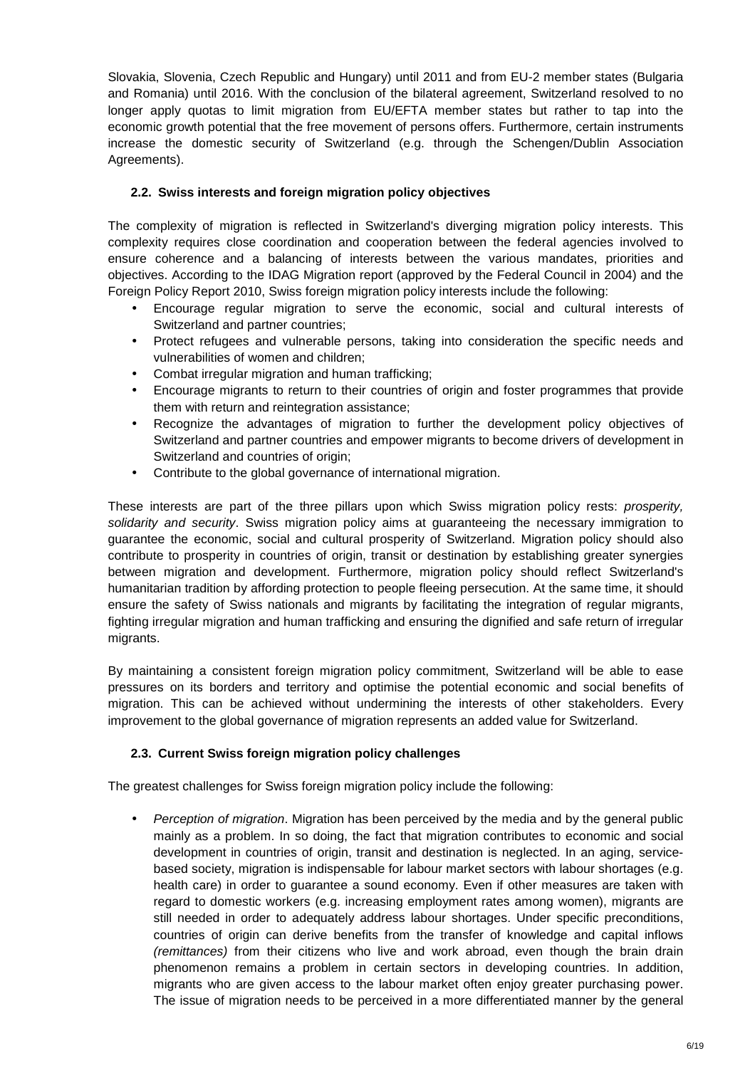Slovakia, Slovenia, Czech Republic and Hungary) until 2011 and from EU-2 member states (Bulgaria and Romania) until 2016. With the conclusion of the bilateral agreement, Switzerland resolved to no longer apply quotas to limit migration from EU/EFTA member states but rather to tap into the economic growth potential that the free movement of persons offers. Furthermore, certain instruments increase the domestic security of Switzerland (e.g. through the Schengen/Dublin Association Agreements).

### 2.2. Swiss interests and foreign migration policy objectives

The complexity of migration is reflected in Switzerland's diverging migration policy interests. This complexity requires close coordination and cooperation between the federal agencies involved to ensure coherence and a balancing of interests between the various mandates, priorities and objectives. According to the IDAG Migration report (approved by the Federal Council in 2004) and the Foreign Policy Report 2010, Swiss foreign migration policy interests include the following:

- Encourage regular migration to serve the economic, social and cultural interests of Switzerland and partner countries;
- Protect refugees and vulnerable persons, taking into consideration the specific needs and vulnerabilities of women and children;
- Combat irregular migration and human trafficking;
- Encourage migrants to return to their countries of origin and foster programmes that provide them with return and reintegration assistance;
- Recognize the advantages of migration to further the development policy objectives of Switzerland and partner countries and empower migrants to become drivers of development in Switzerland and countries of origin;
- Contribute to the global governance of international migration.

These interests are part of the three pillars upon which Swiss migration policy rests: *prosperity, solidarity and security*. Swiss migration policy aims at guaranteeing the necessary immigration to guarantee the economic, social and cultural prosperity of Switzerland. Migration policy should also contribute to prosperity in countries of origin, transit or destination by establishing greater synergies between migration and development. Furthermore, migration policy should reflect Switzerland's humanitarian tradition by affording protection to people fleeing persecution. At the same time, it should ensure the safety of Swiss nationals and migrants by facilitating the integration of regular migrants, fighting irregular migration and human trafficking and ensuring the dignified and safe return of irregular migrants.

By maintaining a consistent foreign migration policy commitment, Switzerland will be able to ease pressures on its borders and territory and optimise the potential economic and social benefits of migration. This can be achieved without undermining the interests of other stakeholders. Every improvement to the global governance of migration represents an added value for Switzerland.

### 2.3. Current Swiss foreign migration policy challenges

The greatest challenges for Swiss foreign migration policy include the following:

- *Perception of migration*. Migration has been perceived by the media and by the general public mainly as a problem. In so doing, the fact that migration contributes to economic and social development in countries of origin, transit and destination is neglected. In an aging, service-based society, migration is indispensable for labour market sectors with labour shortages (e.g. health care) in order to guarantee a sound economy. Even if other measures are taken with regard to domestic workers (e.g. increasing employment rates among women), migrants are still needed in order to adequately address labour shortages. Under specific preconditions, countries of origin can derive benefits from the transfer of knowledge and capital inflows *(remittances)* from their citizens who live and work abroad, even though the brain drain phenomenon remains a problem in certain sectors in developing countries. In addition, migrants who are given access to the labour market often enjoy greater purchasing power. The issue of migration needs to be perceived in a more differentiated manner by the general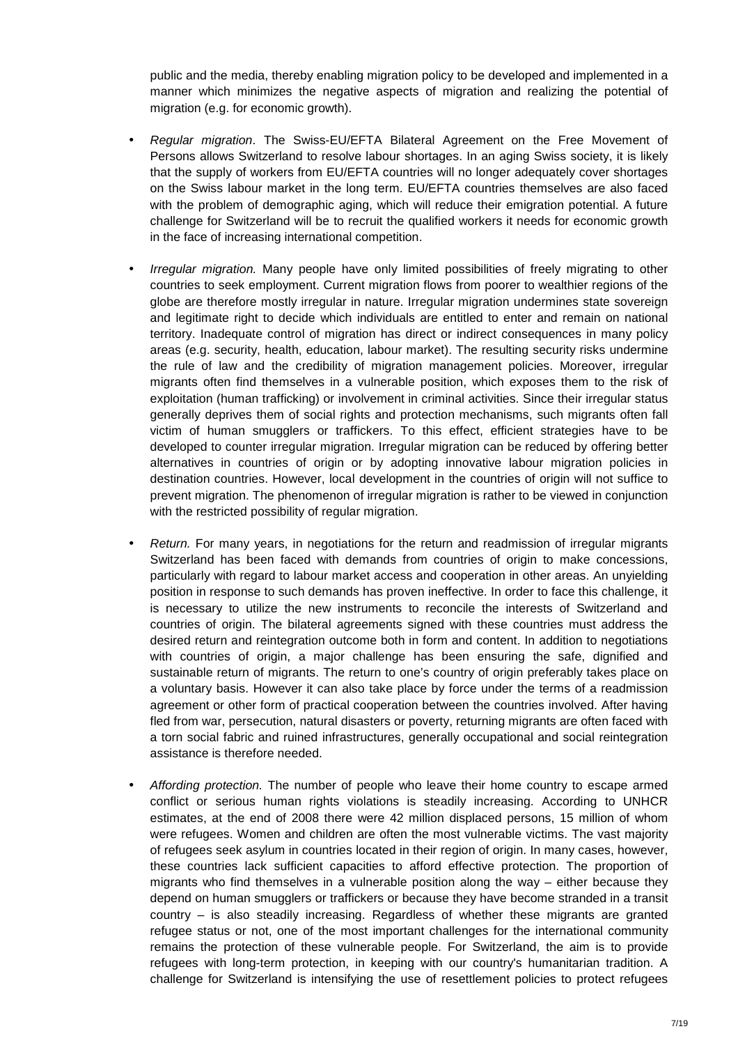public and the media, thereby enabling migration policy to be developed and implemented in a manner which minimizes the negative aspects of migration and realizing the potential of migration (e.g. for economic growth).

- *Regular migration*. The Swiss-EU/EFTA Bilateral Agreement on the Free Movement of Persons allows Switzerland to resolve labour shortages. In an aging Swiss society, it is likely that the supply of workers from EU/EFTA countries will no longer adequately cover shortages on the Swiss labour market in the long term. EU/EFTA countries themselves are also faced with the problem of demographic aging, which will reduce their emigration potential. A future challenge for Switzerland will be to recruit the qualified workers it needs for economic growth in the face of increasing international competition.

- *Irregular migration.* Many people have only limited possibilities of freely migrating to other countries to seek employment. Current migration flows from poorer to wealthier regions of the globe are therefore mostly irregular in nature. Irregular migration undermines state sovereign and legitimate right to decide which individuals are entitled to enter and remain on national territory. Inadequate control of migration has direct or indirect consequences in many policy areas (e.g. security, health, education, labour market). The resulting security risks undermine the rule of law and the credibility of migration management policies. Moreover, irregular migrants often find themselves in a vulnerable position, which exposes them to the risk of exploitation (human trafficking) or involvement in criminal activities. Since their irregular status generally deprives them of social rights and protection mechanisms, such migrants often fall victim of human smugglers or traffickers. To this effect, efficient strategies have to be developed to counter irregular migration. Irregular migration can be reduced by offering better alternatives in countries of origin or by adopting innovative labour migration policies in destination countries. However, local development in the countries of origin will not suffice to prevent migration. The phenomenon of irregular migration is rather to be viewed in conjunction with the restricted possibility of regular migration.

- *Return.* For many years, in negotiations for the return and readmission of irregular migrants Switzerland has been faced with demands from countries of origin to make concessions, particularly with regard to labour market access and cooperation in other areas. An unyielding position in response to such demands has proven ineffective. In order to face this challenge, it is necessary to utilize the new instruments to reconcile the interests of Switzerland and countries of origin. The bilateral agreements signed with these countries must address the desired return and reintegration outcome both in form and content. In addition to negotiations with countries of origin, a major challenge has been ensuring the safe, dignified and sustainable return of migrants. The return to one's country of origin preferably takes place on a voluntary basis. However it can also take place by force under the terms of a readmission agreement or other form of practical cooperation between the countries involved. After having fled from war, persecution, natural disasters or poverty, returning migrants are often faced with a torn social fabric and ruined infrastructures, generally occupational and social reintegration assistance is therefore needed.

- *Affording protection.* The number of people who leave their home country to escape armed conflict or serious human rights violations is steadily increasing. According to UNHCR estimates, at the end of 2008 there were 42 million displaced persons, 15 million of whom were refugees. Women and children are often the most vulnerable victims. The vast majority of refugees seek asylum in countries located in their region of origin. In many cases, however, these countries lack sufficient capacities to afford effective protection. The proportion of migrants who find themselves in a vulnerable position along the way – either because they depend on human smugglers or traffickers or because they have become stranded in a transit country – is also steadily increasing. Regardless of whether these migrants are granted refugee status or not, one of the most important challenges for the international community remains the protection of these vulnerable people. For Switzerland, the aim is to provide refugees with long-term protection, in keeping with our country's humanitarian tradition. A challenge for Switzerland is intensifying the use of resettlement policies to protect refugees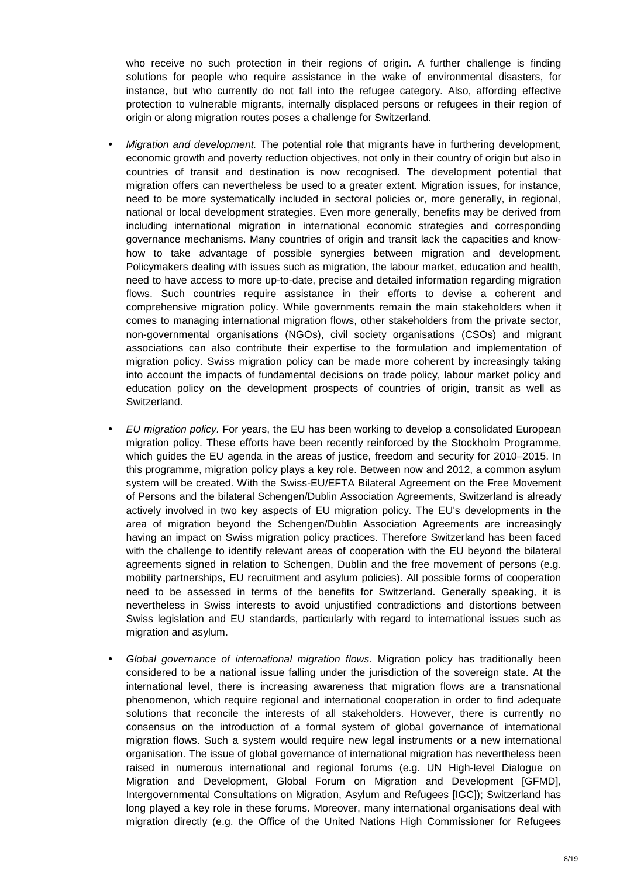who receive no such protection in their regions of origin. A further challenge is finding solutions for people who require assistance in the wake of environmental disasters, for instance, but who currently do not fall into the refugee category. Also, affording effective protection to vulnerable migrants, internally displaced persons or refugees in their region of origin or along migration routes poses a challenge for Switzerland.

- *Migration and development.* The potential role that migrants have in furthering development, economic growth and poverty reduction objectives, not only in their country of origin but also in countries of transit and destination is now recognised. The development potential that migration offers can nevertheless be used to a greater extent. Migration issues, for instance, need to be more systematically included in sectoral policies or, more generally, in regional, national or local development strategies. Even more generally, benefits may be derived from including international migration in international economic strategies and corresponding governance mechanisms. Many countries of origin and transit lack the capacities and know-how to take advantage of possible synergies between migration and development. Policymakers dealing with issues such as migration, the labour market, education and health, need to have access to more up-to-date, precise and detailed information regarding migration flows. Such countries require assistance in their efforts to devise a coherent and comprehensive migration policy. While governments remain the main stakeholders when it comes to managing international migration flows, other stakeholders from the private sector, non-governmental organisations (NGOs), civil society organisations (CSOs) and migrant associations can also contribute their expertise to the formulation and implementation of migration policy. Swiss migration policy can be made more coherent by increasingly taking into account the impacts of fundamental decisions on trade policy, labour market policy and education policy on the development prospects of countries of origin, transit as well as Switzerland.

- *EU migration policy.* For years, the EU has been working to develop a consolidated European migration policy. These efforts have been recently reinforced by the Stockholm Programme, which guides the EU agenda in the areas of justice, freedom and security for 2010–2015. In this programme, migration policy plays a key role. Between now and 2012, a common asylum system will be created. With the Swiss-EU/EFTA Bilateral Agreement on the Free Movement of Persons and the bilateral Schengen/Dublin Association Agreements, Switzerland is already actively involved in two key aspects of EU migration policy. The EU's developments in the area of migration beyond the Schengen/Dublin Association Agreements are increasingly having an impact on Swiss migration policy practices. Therefore Switzerland has been faced with the challenge to identify relevant areas of cooperation with the EU beyond the bilateral agreements signed in relation to Schengen, Dublin and the free movement of persons (e.g. mobility partnerships, EU recruitment and asylum policies). All possible forms of cooperation need to be assessed in terms of the benefits for Switzerland. Generally speaking, it is nevertheless in Swiss interests to avoid unjustified contradictions and distortions between Swiss legislation and EU standards, particularly with regard to international issues such as migration and asylum.

- *Global governance of international migration flows.* Migration policy has traditionally been considered to be a national issue falling under the jurisdiction of the sovereign state. At the international level, there is increasing awareness that migration flows are a transnational phenomenon, which require regional and international cooperation in order to find adequate solutions that reconcile the interests of all stakeholders. However, there is currently no consensus on the introduction of a formal system of global governance of international migration flows. Such a system would require new legal instruments or a new international organisation. The issue of global governance of international migration has nevertheless been raised in numerous international and regional forums (e.g. UN High-level Dialogue on Migration and Development, Global Forum on Migration and Development [GFMD], Intergovernmental Consultations on Migration, Asylum and Refugees [IGC]); Switzerland has long played a key role in these forums. Moreover, many international organisations deal with migration directly (e.g. the Office of the United Nations High Commissioner for Refugees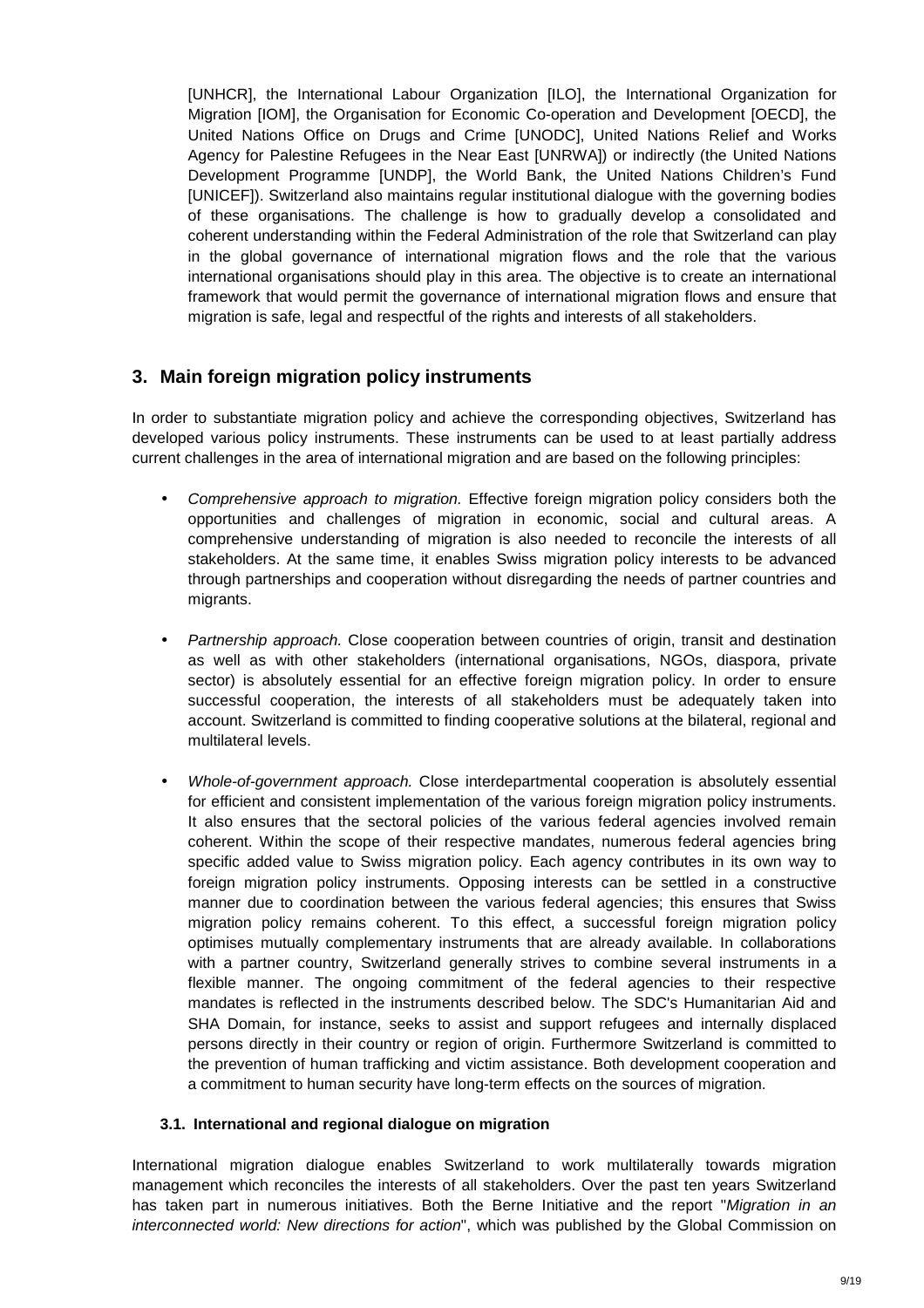[UNHCR], the International Labour Organization [ILO], the International Organization for Migration [IOM], the Organisation for Economic Co-operation and Development [OECD], the United Nations Office on Drugs and Crime [UNODC], United Nations Relief and Works Agency for Palestine Refugees in the Near East [UNRWA]) or indirectly (the United Nations Development Programme [UNDP], the World Bank, the United Nations Children's Fund [UNICEF]). Switzerland also maintains regular institutional dialogue with the governing bodies of these organisations. The challenge is how to gradually develop a consolidated and coherent understanding within the Federal Administration of the role that Switzerland can play in the global governance of international migration flows and the role that the various international organisations should play in this area. The objective is to create an international framework that would permit the governance of international migration flows and ensure that migration is safe, legal and respectful of the rights and interests of all stakeholders.

## 3. Main foreign migration policy instruments

In order to substantiate migration policy and achieve the corresponding objectives, Switzerland has developed various policy instruments. These instruments can be used to at least partially address current challenges in the area of international migration and are based on the following principles:

- *Comprehensive approach to migration.* Effective foreign migration policy considers both the opportunities and challenges of migration in economic, social and cultural areas. A comprehensive understanding of migration is also needed to reconcile the interests of all stakeholders. At the same time, it enables Swiss migration policy interests to be advanced through partnerships and cooperation without disregarding the needs of partner countries and migrants.

- *Partnership approach.* Close cooperation between countries of origin, transit and destination as well as with other stakeholders (international organisations, NGOs, diaspora, private sector) is absolutely essential for an effective foreign migration policy. In order to ensure successful cooperation, the interests of all stakeholders must be adequately taken into account. Switzerland is committed to finding cooperative solutions at the bilateral, regional and multilateral levels.

- *Whole-of-government approach.* Close interdepartmental cooperation is absolutely essential for efficient and consistent implementation of the various foreign migration policy instruments. It also ensures that the sectoral policies of the various federal agencies involved remain coherent. Within the scope of their respective mandates, numerous federal agencies bring specific added value to Swiss migration policy. Each agency contributes in its own way to foreign migration policy instruments. Opposing interests can be settled in a constructive manner due to coordination between the various federal agencies; this ensures that Swiss migration policy remains coherent. To this effect, a successful foreign migration policy optimises mutually complementary instruments that are already available. In collaborations with a partner country, Switzerland generally strives to combine several instruments in a flexible manner. The ongoing commitment of the federal agencies to their respective mandates is reflected in the instruments described below. The SDC's Humanitarian Aid and SHA Domain, for instance, seeks to assist and support refugees and internally displaced persons directly in their country or region of origin. Furthermore Switzerland is committed to the prevention of human trafficking and victim assistance. Both development cooperation and a commitment to human security have long-term effects on the sources of migration.

### 3.1. International and regional dialogue on migration

International migration dialogue enables Switzerland to work multilaterally towards migration management which reconciles the interests of all stakeholders. Over the past ten years Switzerland has taken part in numerous initiatives. Both the Berne Initiative and the report "*Migration in an interconnected world: New directions for action*", which was published by the Global Commission on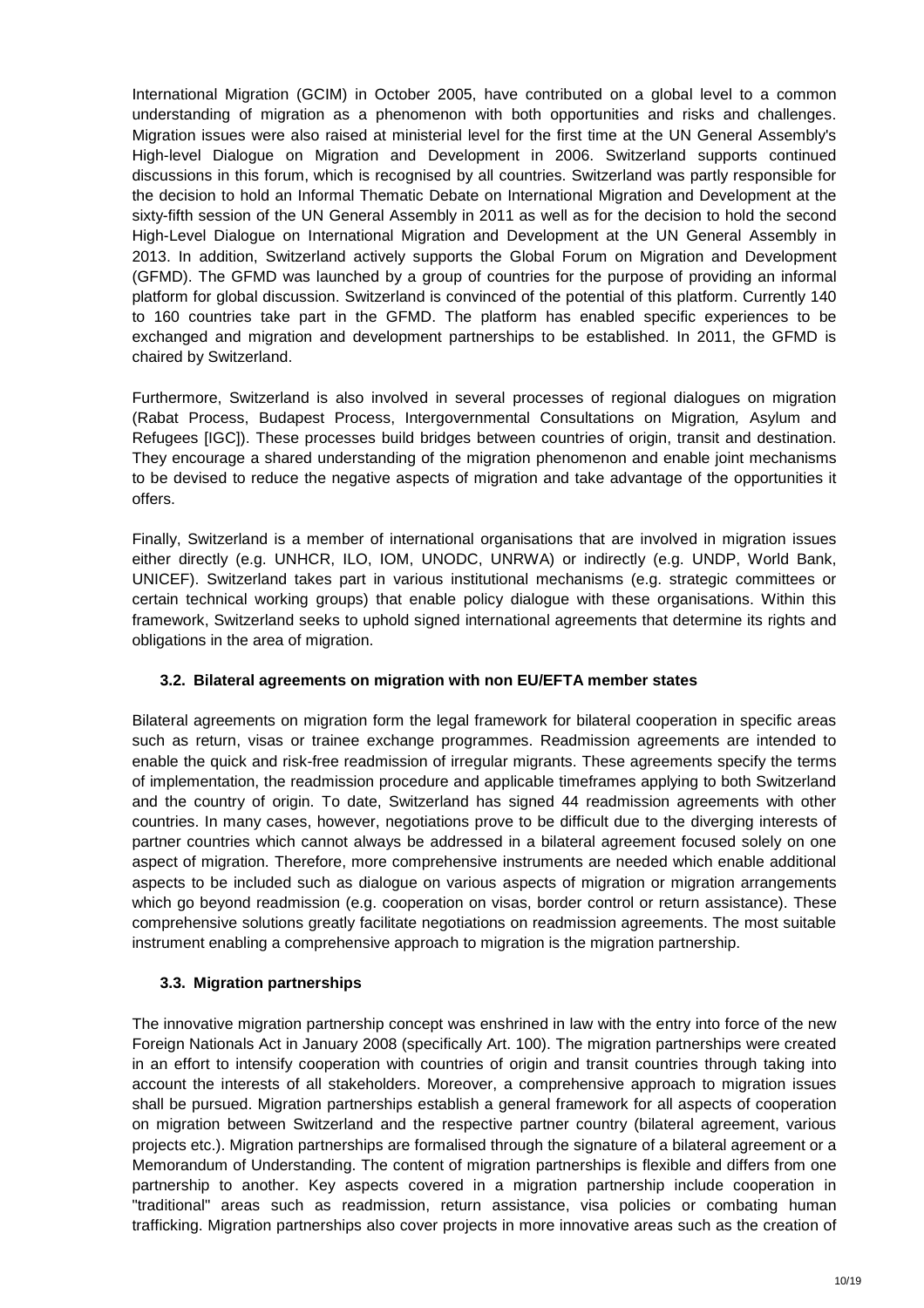International Migration (GCIM) in October 2005, have contributed on a global level to a common understanding of migration as a phenomenon with both opportunities and risks and challenges. Migration issues were also raised at ministerial level for the first time at the UN General Assembly's High-level Dialogue on Migration and Development in 2006. Switzerland supports continued discussions in this forum, which is recognised by all countries. Switzerland was partly responsible for the decision to hold an Informal Thematic Debate on International Migration and Development at the sixty-fifth session of the UN General Assembly in 2011 as well as for the decision to hold the second High-Level Dialogue on International Migration and Development at the UN General Assembly in 2013. In addition, Switzerland actively supports the Global Forum on Migration and Development (GFMD). The GFMD was launched by a group of countries for the purpose of providing an informal platform for global discussion. Switzerland is convinced of the potential of this platform. Currently 140 to 160 countries take part in the GFMD. The platform has enabled specific experiences to be exchanged and migration and development partnerships to be established. In 2011, the GFMD is chaired by Switzerland.

Furthermore, Switzerland is also involved in several processes of regional dialogues on migration (Rabat Process, Budapest Process, Intergovernmental Consultations on Migration, Asylum and Refugees [IGC]). These processes build bridges between countries of origin, transit and destination. They encourage a shared understanding of the migration phenomenon and enable joint mechanisms to be devised to reduce the negative aspects of migration and take advantage of the opportunities it offers.

Finally, Switzerland is a member of international organisations that are involved in migration issues either directly (e.g. UNHCR, ILO, IOM, UNODC, UNRWA) or indirectly (e.g. UNDP, World Bank, UNICEF). Switzerland takes part in various institutional mechanisms (e.g. strategic committees or certain technical working groups) that enable policy dialogue with these organisations. Within this framework, Switzerland seeks to uphold signed international agreements that determine its rights and obligations in the area of migration.

### 3.2. Bilateral agreements on migration with non EU/EFTA member states

Bilateral agreements on migration form the legal framework for bilateral cooperation in specific areas such as return, visas or trainee exchange programmes. Readmission agreements are intended to enable the quick and risk-free readmission of irregular migrants. These agreements specify the terms of implementation, the readmission procedure and applicable timeframes applying to both Switzerland and the country of origin. To date, Switzerland has signed 44 readmission agreements with other countries. In many cases, however, negotiations prove to be difficult due to the diverging interests of partner countries which cannot always be addressed in a bilateral agreement focused solely on one aspect of migration. Therefore, more comprehensive instruments are needed which enable additional aspects to be included such as dialogue on various aspects of migration or migration arrangements which go beyond readmission (e.g. cooperation on visas, border control or return assistance). These comprehensive solutions greatly facilitate negotiations on readmission agreements. The most suitable instrument enabling a comprehensive approach to migration is the migration partnership.

### 3.3. Migration partnerships

The innovative migration partnership concept was enshrined in law with the entry into force of the new Foreign Nationals Act in January 2008 (specifically Art. 100). The migration partnerships were created in an effort to intensify cooperation with countries of origin and transit countries through taking into account the interests of all stakeholders. Moreover, a comprehensive approach to migration issues shall be pursued. Migration partnerships establish a general framework for all aspects of cooperation on migration between Switzerland and the respective partner country (bilateral agreement, various projects etc.). Migration partnerships are formalised through the signature of a bilateral agreement or a Memorandum of Understanding. The content of migration partnerships is flexible and differs from one partnership to another. Key aspects covered in a migration partnership include cooperation in "traditional" areas such as readmission, return assistance, visa policies or combating human trafficking. Migration partnerships also cover projects in more innovative areas such as the creation of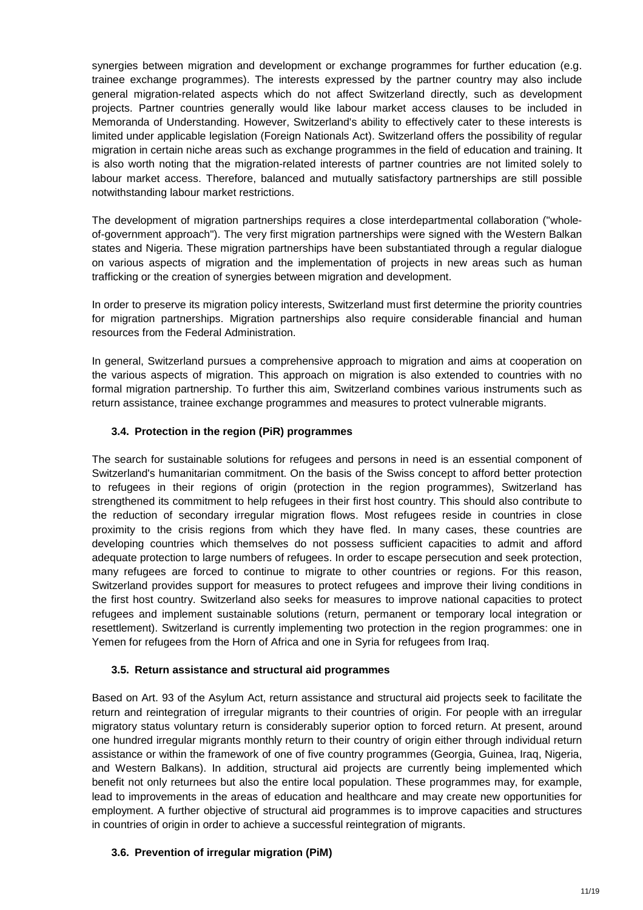synergies between migration and development or exchange programmes for further education (e.g. trainee exchange programmes). The interests expressed by the partner country may also include general migration-related aspects which do not affect Switzerland directly, such as development projects. Partner countries generally would like labour market access clauses to be included in Memoranda of Understanding. However, Switzerland's ability to effectively cater to these interests is limited under applicable legislation (Foreign Nationals Act). Switzerland offers the possibility of regular migration in certain niche areas such as exchange programmes in the field of education and training. It is also worth noting that the migration-related interests of partner countries are not limited solely to labour market access. Therefore, balanced and mutually satisfactory partnerships are still possible notwithstanding labour market restrictions.

The development of migration partnerships requires a close interdepartmental collaboration ("whole-of-government approach"). The very first migration partnerships were signed with the Western Balkan states and Nigeria. These migration partnerships have been substantiated through a regular dialogue on various aspects of migration and the implementation of projects in new areas such as human trafficking or the creation of synergies between migration and development.

In order to preserve its migration policy interests, Switzerland must first determine the priority countries for migration partnerships. Migration partnerships also require considerable financial and human resources from the Federal Administration.

In general, Switzerland pursues a comprehensive approach to migration and aims at cooperation on the various aspects of migration. This approach on migration is also extended to countries with no formal migration partnership. To further this aim, Switzerland combines various instruments such as return assistance, trainee exchange programmes and measures to protect vulnerable migrants.

### 3.4. Protection in the region (PiR) programmes

The search for sustainable solutions for refugees and persons in need is an essential component of Switzerland's humanitarian commitment. On the basis of the Swiss concept to afford better protection to refugees in their regions of origin (protection in the region programmes), Switzerland has strengthened its commitment to help refugees in their first host country. This should also contribute to the reduction of secondary irregular migration flows. Most refugees reside in countries in close proximity to the crisis regions from which they have fled. In many cases, these countries are developing countries which themselves do not possess sufficient capacities to admit and afford adequate protection to large numbers of refugees. In order to escape persecution and seek protection, many refugees are forced to continue to migrate to other countries or regions. For this reason, Switzerland provides support for measures to protect refugees and improve their living conditions in the first host country. Switzerland also seeks for measures to improve national capacities to protect refugees and implement sustainable solutions (return, permanent or temporary local integration or resettlement). Switzerland is currently implementing two protection in the region programmes: one in Yemen for refugees from the Horn of Africa and one in Syria for refugees from Iraq.

### 3.5. Return assistance and structural aid programmes

Based on Art. 93 of the Asylum Act, return assistance and structural aid projects seek to facilitate the return and reintegration of irregular migrants to their countries of origin. For people with an irregular migratory status voluntary return is considerably superior option to forced return. At present, around one hundred irregular migrants monthly return to their country of origin either through individual return assistance or within the framework of one of five country programmes (Georgia, Guinea, Iraq, Nigeria, and Western Balkans). In addition, structural aid projects are currently being implemented which benefit not only returnees but also the entire local population. These programmes may, for example, lead to improvements in the areas of education and healthcare and may create new opportunities for employment. A further objective of structural aid programmes is to improve capacities and structures in countries of origin in order to achieve a successful reintegration of migrants.

### 3.6. Prevention of irregular migration (PiM)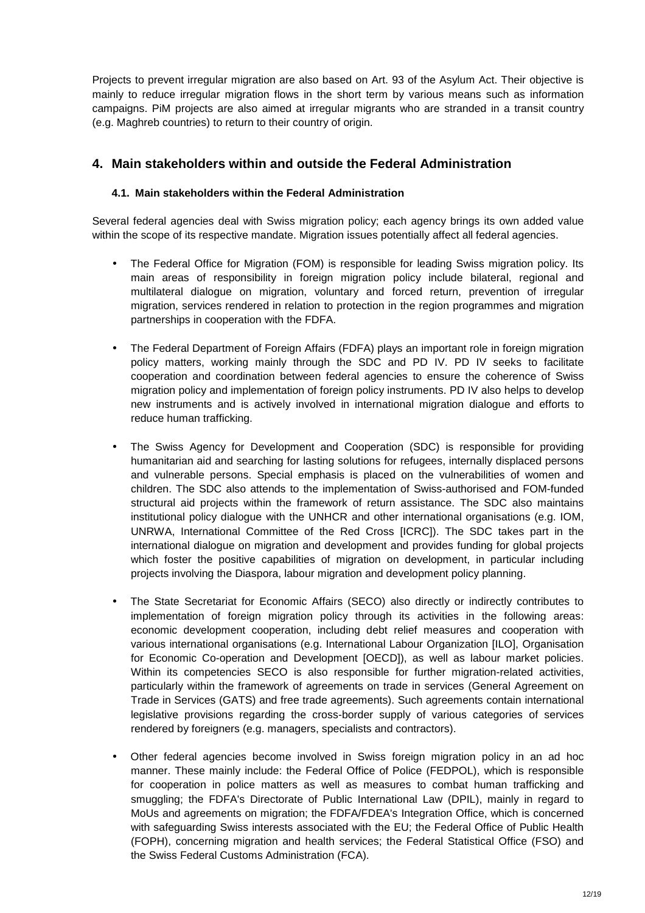Projects to prevent irregular migration are also based on Art. 93 of the Asylum Act. Their objective is mainly to reduce irregular migration flows in the short term by various means such as information campaigns. PiM projects are also aimed at irregular migrants who are stranded in a transit country (e.g. Maghreb countries) to return to their country of origin.

## 4. Main stakeholders within and outside the Federal Administration

### 4.1. Main stakeholders within the Federal Administration

Several federal agencies deal with Swiss migration policy; each agency brings its own added value within the scope of its respective mandate. Migration issues potentially affect all federal agencies.

- The Federal Office for Migration (FOM) is responsible for leading Swiss migration policy. Its main areas of responsibility in foreign migration policy include bilateral, regional and multilateral dialogue on migration, voluntary and forced return, prevention of irregular migration, services rendered in relation to protection in the region programmes and migration partnerships in cooperation with the FDFA.

- The Federal Department of Foreign Affairs (FDFA) plays an important role in foreign migration policy matters, working mainly through the SDC and PD IV. PD IV seeks to facilitate cooperation and coordination between federal agencies to ensure the coherence of Swiss migration policy and implementation of foreign policy instruments. PD IV also helps to develop new instruments and is actively involved in international migration dialogue and efforts to reduce human trafficking.

- The Swiss Agency for Development and Cooperation (SDC) is responsible for providing humanitarian aid and searching for lasting solutions for refugees, internally displaced persons and vulnerable persons. Special emphasis is placed on the vulnerabilities of women and children. The SDC also attends to the implementation of Swiss-authorised and FOM-funded structural aid projects within the framework of return assistance. The SDC also maintains institutional policy dialogue with the UNHCR and other international organisations (e.g. IOM, UNRWA, International Committee of the Red Cross [ICRC]). The SDC takes part in the international dialogue on migration and development and provides funding for global projects which foster the positive capabilities of migration on development, in particular including projects involving the Diaspora, labour migration and development policy planning.

- The State Secretariat for Economic Affairs (SECO) also directly or indirectly contributes to implementation of foreign migration policy through its activities in the following areas: economic development cooperation, including debt relief measures and cooperation with various international organisations (e.g. International Labour Organization [ILO], Organisation for Economic Co-operation and Development [OECD]), as well as labour market policies. Within its competencies SECO is also responsible for further migration-related activities, particularly within the framework of agreements on trade in services (General Agreement on Trade in Services (GATS) and free trade agreements). Such agreements contain international legislative provisions regarding the cross-border supply of various categories of services rendered by foreigners (e.g. managers, specialists and contractors).

- Other federal agencies become involved in Swiss foreign migration policy in an ad hoc manner. These mainly include: the Federal Office of Police (FEDPOL), which is responsible for cooperation in police matters as well as measures to combat human trafficking and smuggling; the FDFA's Directorate of Public International Law (DPIL), mainly in regard to MoUs and agreements on migration; the FDFA/FDEA's Integration Office, which is concerned with safeguarding Swiss interests associated with the EU; the Federal Office of Public Health (FOPH), concerning migration and health services; the Federal Statistical Office (FSO) and the Swiss Federal Customs Administration (FCA).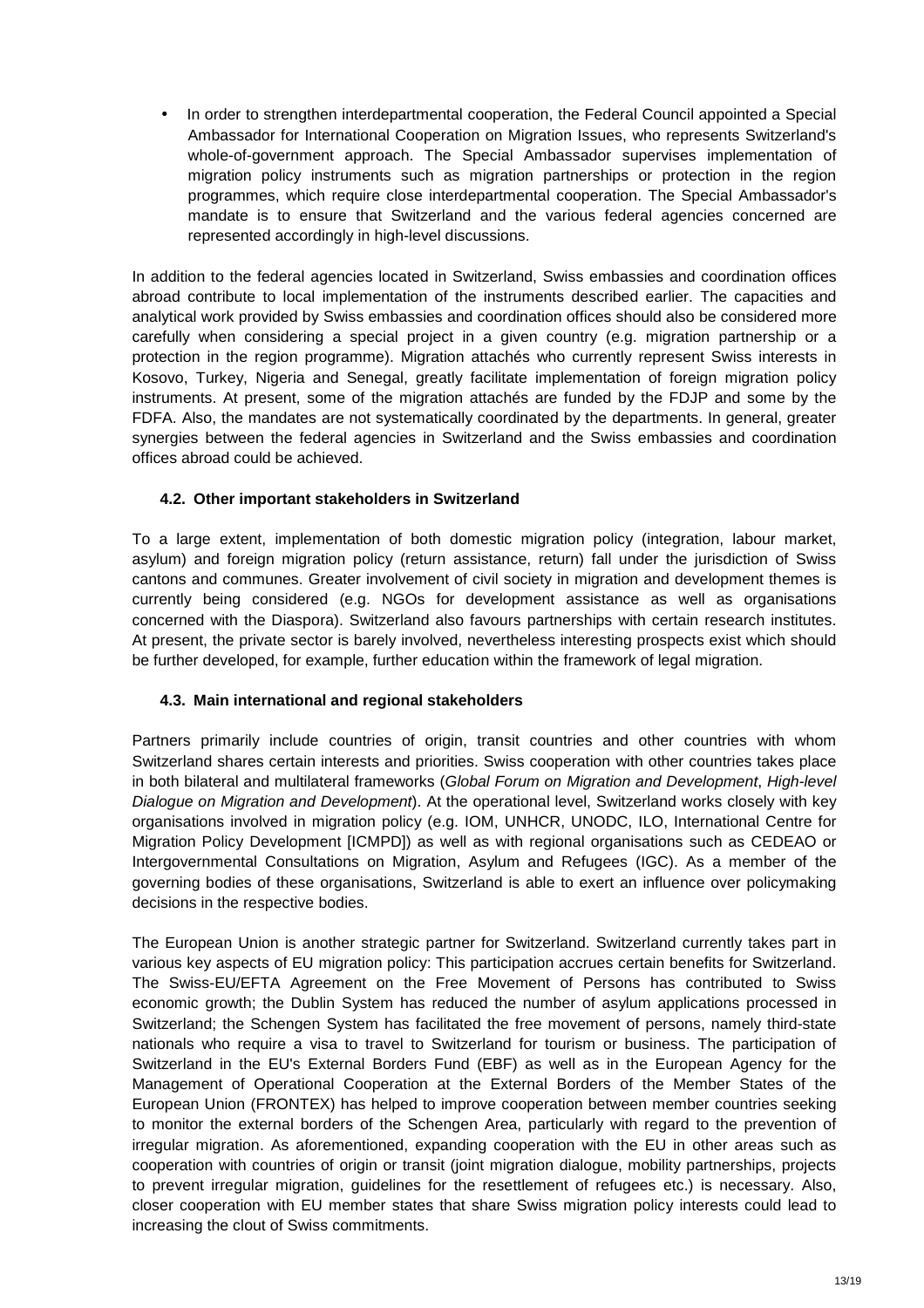- In order to strengthen interdepartmental cooperation, the Federal Council appointed a Special Ambassador for International Cooperation on Migration Issues, who represents Switzerland's whole-of-government approach. The Special Ambassador supervises implementation of migration policy instruments such as migration partnerships or protection in the region programmes, which require close interdepartmental cooperation. The Special Ambassador's mandate is to ensure that Switzerland and the various federal agencies concerned are represented accordingly in high-level discussions.

In addition to the federal agencies located in Switzerland, Swiss embassies and coordination offices abroad contribute to local implementation of the instruments described earlier. The capacities and analytical work provided by Swiss embassies and coordination offices should also be considered more carefully when considering a special project in a given country (e.g. migration partnership or a protection in the region programme). Migration attachés who currently represent Swiss interests in Kosovo, Turkey, Nigeria and Senegal, greatly facilitate implementation of foreign migration policy instruments. At present, some of the migration attachés are funded by the FDJP and some by the FDFA. Also, the mandates are not systematically coordinated by the departments. In general, greater synergies between the federal agencies in Switzerland and the Swiss embassies and coordination offices abroad could be achieved.

### 4.2. Other important stakeholders in Switzerland

To a large extent, implementation of both domestic migration policy (integration, labour market, asylum) and foreign migration policy (return assistance, return) fall under the jurisdiction of Swiss cantons and communes. Greater involvement of civil society in migration and development themes is currently being considered (e.g. NGOs for development assistance as well as organisations concerned with the Diaspora). Switzerland also favours partnerships with certain research institutes. At present, the private sector is barely involved, nevertheless interesting prospects exist which should be further developed, for example, further education within the framework of legal migration.

### 4.3. Main international and regional stakeholders

Partners primarily include countries of origin, transit countries and other countries with whom Switzerland shares certain interests and priorities. Swiss cooperation with other countries takes place in both bilateral and multilateral frameworks (*Global Forum on Migration and Development*, *High-level Dialogue on Migration and Development*). At the operational level, Switzerland works closely with key organisations involved in migration policy (e.g. IOM, UNHCR, UNODC, ILO, International Centre for Migration Policy Development [ICMPD]) as well as with regional organisations such as CEDEAO or Intergovernmental Consultations on Migration, Asylum and Refugees (IGC). As a member of the governing bodies of these organisations, Switzerland is able to exert an influence over policymaking decisions in the respective bodies.

The European Union is another strategic partner for Switzerland. Switzerland currently takes part in various key aspects of EU migration policy: This participation accrues certain benefits for Switzerland. The Swiss-EU/EFTA Agreement on the Free Movement of Persons has contributed to Swiss economic growth; the Dublin System has reduced the number of asylum applications processed in Switzerland; the Schengen System has facilitated the free movement of persons, namely third-state nationals who require a visa to travel to Switzerland for tourism or business. The participation of Switzerland in the EU's External Borders Fund (EBF) as well as in the European Agency for the Management of Operational Cooperation at the External Borders of the Member States of the European Union (FRONTEX) has helped to improve cooperation between member countries seeking to monitor the external borders of the Schengen Area, particularly with regard to the prevention of irregular migration. As aforementioned, expanding cooperation with the EU in other areas such as cooperation with countries of origin or transit (joint migration dialogue, mobility partnerships, projects to prevent irregular migration, guidelines for the resettlement of refugees etc.) is necessary. Also, closer cooperation with EU member states that share Swiss migration policy interests could lead to increasing the clout of Swiss commitments.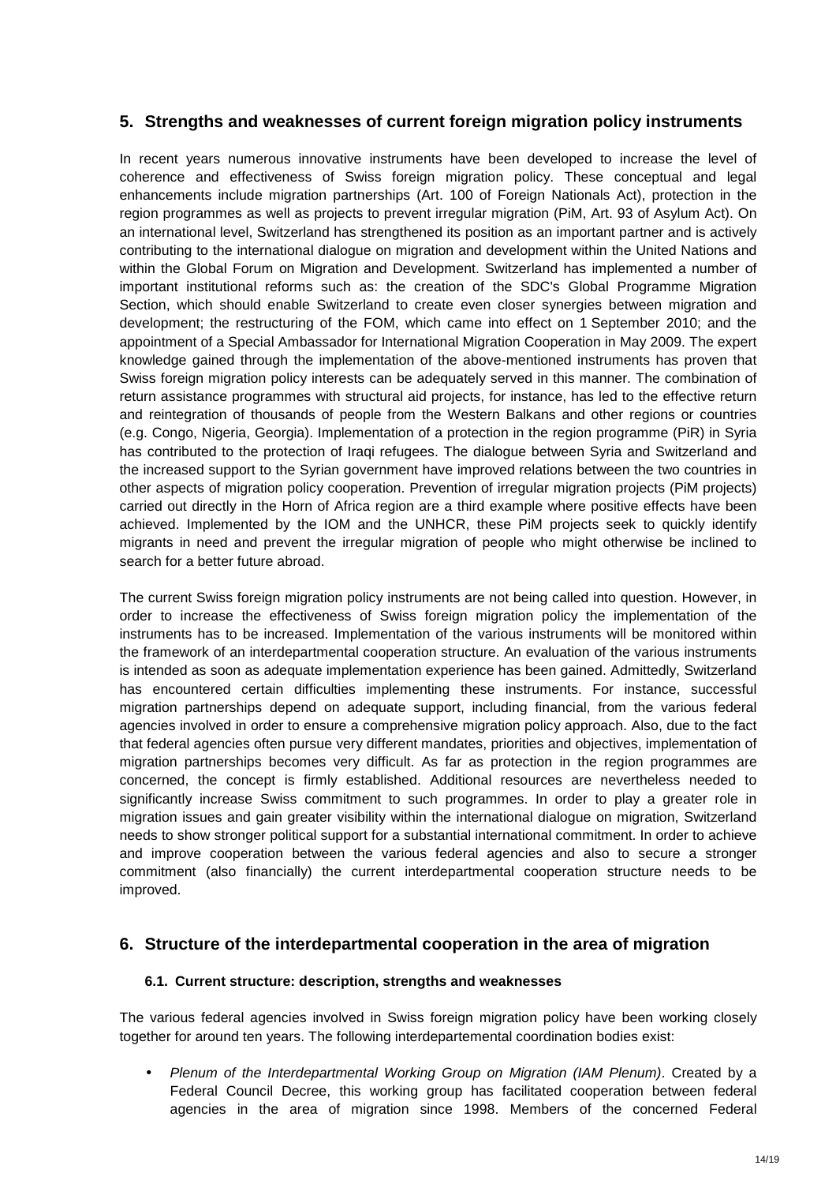## 5. Strengths and weaknesses of current foreign migration policy instruments

In recent years numerous innovative instruments have been developed to increase the level of coherence and effectiveness of Swiss foreign migration policy. These conceptual and legal enhancements include migration partnerships (Art. 100 of Foreign Nationals Act), protection in the region programmes as well as projects to prevent irregular migration (PiM, Art. 93 of Asylum Act). On an international level, Switzerland has strengthened its position as an important partner and is actively contributing to the international dialogue on migration and development within the United Nations and within the Global Forum on Migration and Development. Switzerland has implemented a number of important institutional reforms such as: the creation of the SDC's Global Programme Migration Section, which should enable Switzerland to create even closer synergies between migration and development; the restructuring of the FOM, which came into effect on 1 September 2010; and the appointment of a Special Ambassador for International Migration Cooperation in May 2009. The expert knowledge gained through the implementation of the above-mentioned instruments has proven that Swiss foreign migration policy interests can be adequately served in this manner. The combination of return assistance programmes with structural aid projects, for instance, has led to the effective return and reintegration of thousands of people from the Western Balkans and other regions or countries (e.g. Congo, Nigeria, Georgia). Implementation of a protection in the region programme (PiR) in Syria has contributed to the protection of Iraqi refugees. The dialogue between Syria and Switzerland and the increased support to the Syrian government have improved relations between the two countries in other aspects of migration policy cooperation. Prevention of irregular migration projects (PiM projects) carried out directly in the Horn of Africa region are a third example where positive effects have been achieved. Implemented by the IOM and the UNHCR, these PiM projects seek to quickly identify migrants in need and prevent the irregular migration of people who might otherwise be inclined to search for a better future abroad.

The current Swiss foreign migration policy instruments are not being called into question. However, in order to increase the effectiveness of Swiss foreign migration policy the implementation of the instruments has to be increased. Implementation of the various instruments will be monitored within the framework of an interdepartmental cooperation structure. An evaluation of the various instruments is intended as soon as adequate implementation experience has been gained. Admittedly, Switzerland has encountered certain difficulties implementing these instruments. For instance, successful migration partnerships depend on adequate support, including financial, from the various federal agencies involved in order to ensure a comprehensive migration policy approach. Also, due to the fact that federal agencies often pursue very different mandates, priorities and objectives, implementation of migration partnerships becomes very difficult. As far as protection in the region programmes are concerned, the concept is firmly established. Additional resources are nevertheless needed to significantly increase Swiss commitment to such programmes. In order to play a greater role in migration issues and gain greater visibility within the international dialogue on migration, Switzerland needs to show stronger political support for a substantial international commitment. In order to achieve and improve cooperation between the various federal agencies and also to secure a stronger commitment (also financially) the current interdepartmental cooperation structure needs to be improved.

## 6. Structure of the interdepartmental cooperation in the area of migration

### 6.1. Current structure: description, strengths and weaknesses

The various federal agencies involved in Swiss foreign migration policy have been working closely together for around ten years. The following interdepartemental coordination bodies exist:

- *Plenum of the Interdepartmental Working Group on Migration (IAM Plenum)*. Created by a Federal Council Decree, this working group has facilitated cooperation between federal agencies in the area of migration since 1998. Members of the concerned Federal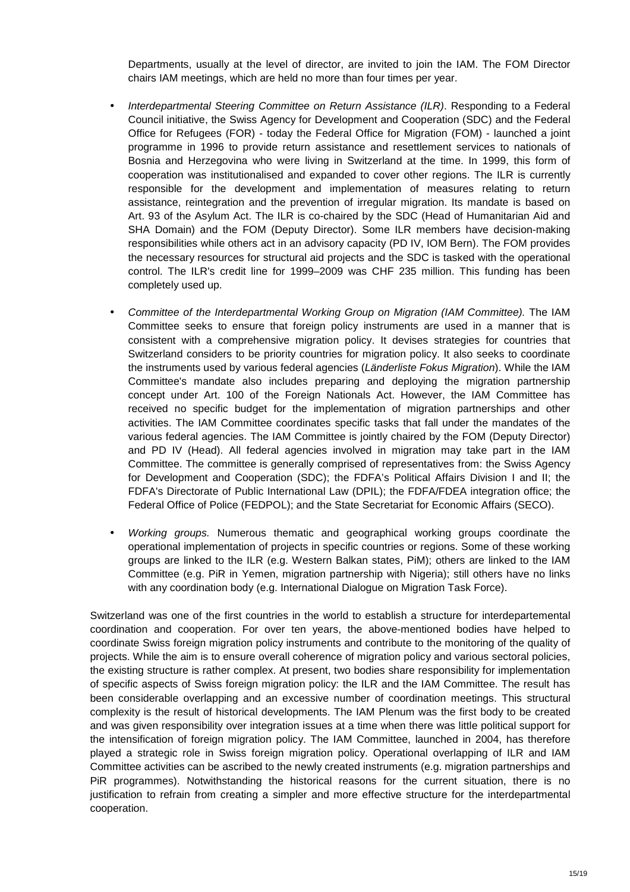Departments, usually at the level of director, are invited to join the IAM. The FOM Director chairs IAM meetings, which are held no more than four times per year.

- *Interdepartmental Steering Committee on Return Assistance (ILR)*. Responding to a Federal Council initiative, the Swiss Agency for Development and Cooperation (SDC) and the Federal Office for Refugees (FOR) - today the Federal Office for Migration (FOM) - launched a joint programme in 1996 to provide return assistance and resettlement services to nationals of Bosnia and Herzegovina who were living in Switzerland at the time. In 1999, this form of cooperation was institutionalised and expanded to cover other regions. The ILR is currently responsible for the development and implementation of measures relating to return assistance, reintegration and the prevention of irregular migration. Its mandate is based on Art. 93 of the Asylum Act. The ILR is co-chaired by the SDC (Head of Humanitarian Aid and SHA Domain) and the FOM (Deputy Director). Some ILR members have decision-making responsibilities while others act in an advisory capacity (PD IV, IOM Bern). The FOM provides the necessary resources for structural aid projects and the SDC is tasked with the operational control. The ILR's credit line for 1999–2009 was CHF 235 million. This funding has been completely used up.

- *Committee of the Interdepartmental Working Group on Migration (IAM Committee).* The IAM Committee seeks to ensure that foreign policy instruments are used in a manner that is consistent with a comprehensive migration policy. It devises strategies for countries that Switzerland considers to be priority countries for migration policy. It also seeks to coordinate the instruments used by various federal agencies (*Länderliste Fokus Migration*). While the IAM Committee's mandate also includes preparing and deploying the migration partnership concept under Art. 100 of the Foreign Nationals Act. However, the IAM Committee has received no specific budget for the implementation of migration partnerships and other activities. The IAM Committee coordinates specific tasks that fall under the mandates of the various federal agencies. The IAM Committee is jointly chaired by the FOM (Deputy Director) and PD IV (Head). All federal agencies involved in migration may take part in the IAM Committee. The committee is generally comprised of representatives from: the Swiss Agency for Development and Cooperation (SDC); the FDFA's Political Affairs Division I and II; the FDFA's Directorate of Public International Law (DPIL); the FDFA/FDEA integration office; the Federal Office of Police (FEDPOL); and the State Secretariat for Economic Affairs (SECO).

- *Working groups.* Numerous thematic and geographical working groups coordinate the operational implementation of projects in specific countries or regions. Some of these working groups are linked to the ILR (e.g. Western Balkan states, PiM); others are linked to the IAM Committee (e.g. PiR in Yemen, migration partnership with Nigeria); still others have no links with any coordination body (e.g. International Dialogue on Migration Task Force).

Switzerland was one of the first countries in the world to establish a structure for interdepartemental coordination and cooperation. For over ten years, the above-mentioned bodies have helped to coordinate Swiss foreign migration policy instruments and contribute to the monitoring of the quality of projects. While the aim is to ensure overall coherence of migration policy and various sectoral policies, the existing structure is rather complex. At present, two bodies share responsibility for implementation of specific aspects of Swiss foreign migration policy: the ILR and the IAM Committee. The result has been considerable overlapping and an excessive number of coordination meetings. This structural complexity is the result of historical developments. The IAM Plenum was the first body to be created and was given responsibility over integration issues at a time when there was little political support for the intensification of foreign migration policy. The IAM Committee, launched in 2004, has therefore played a strategic role in Swiss foreign migration policy. Operational overlapping of ILR and IAM Committee activities can be ascribed to the newly created instruments (e.g. migration partnerships and PiR programmes). Notwithstanding the historical reasons for the current situation, there is no justification to refrain from creating a simpler and more effective structure for the interdepartmental cooperation.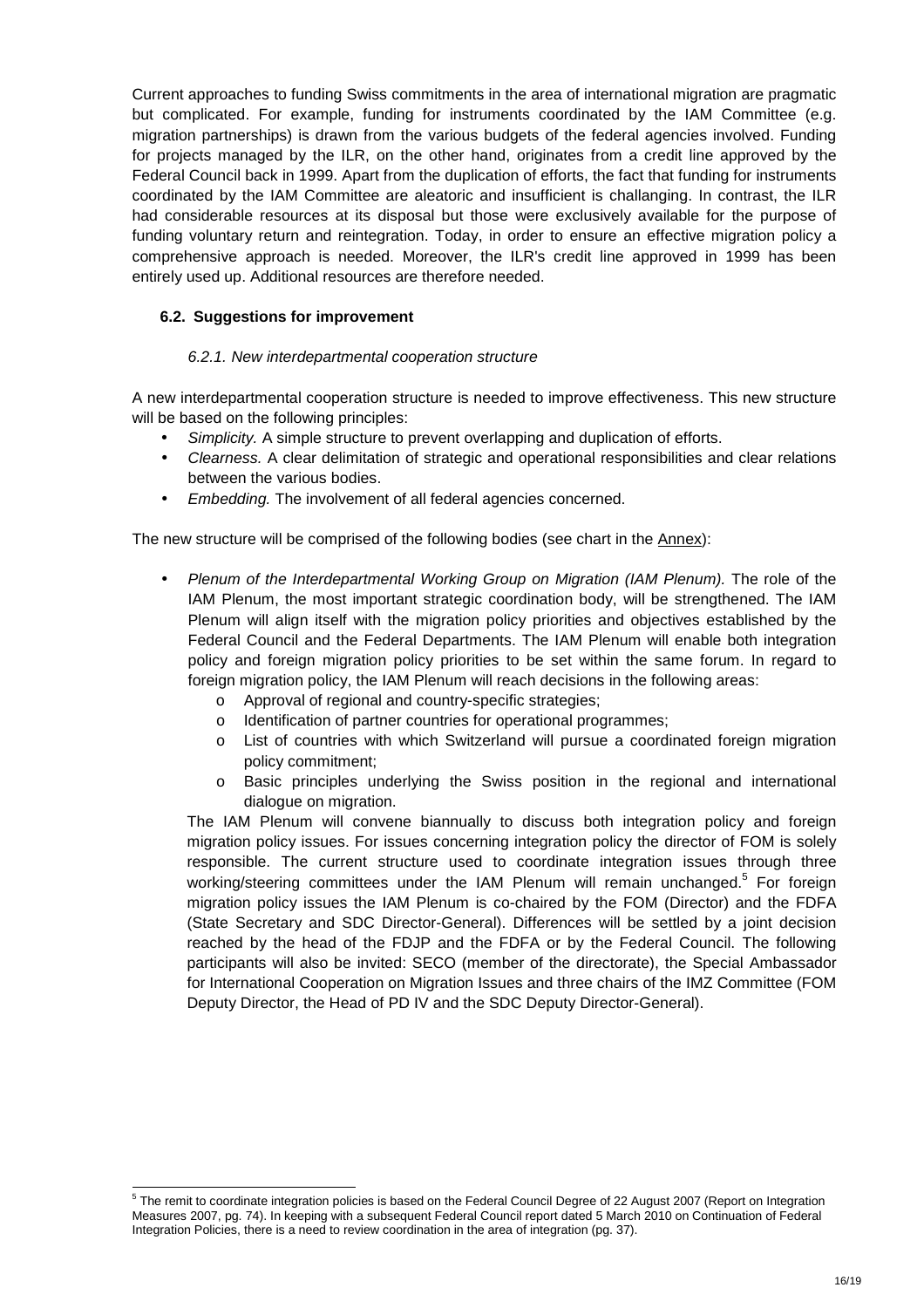Current approaches to funding Swiss commitments in the area of international migration are pragmatic but complicated. For example, funding for instruments coordinated by the IAM Committee (e.g. migration partnerships) is drawn from the various budgets of the federal agencies involved. Funding for projects managed by the ILR, on the other hand, originates from a credit line approved by the Federal Council back in 1999. Apart from the duplication of efforts, the fact that funding for instruments coordinated by the IAM Committee are aleatoric and insufficient is challanging. In contrast, the ILR had considerable resources at its disposal but those were exclusively available for the purpose of funding voluntary return and reintegration. Today, in order to ensure an effective migration policy a comprehensive approach is needed. Moreover, the ILR's credit line approved in 1999 has been entirely used up. Additional resources are therefore needed.

### 6.2. Suggestions for improvement

#### *6.2.1. New interdepartmental cooperation structure*

A new interdepartmental cooperation structure is needed to improve effectiveness. This new structure will be based on the following principles:

- *Simplicity.* A simple structure to prevent overlapping and duplication of efforts.
- *Clearness.* A clear delimitation of strategic and operational responsibilities and clear relations between the various bodies.
- *Embedding.* The involvement of all federal agencies concerned.

The new structure will be comprised of the following bodies (see chart in the Annex):

- *Plenum of the Interdepartmental Working Group on Migration (IAM Plenum).* The role of the IAM Plenum, the most important strategic coordination body, will be strengthened. The IAM Plenum will align itself with the migration policy priorities and objectives established by the Federal Council and the Federal Departments. The IAM Plenum will enable both integration policy and foreign migration policy priorities to be set within the same forum. In regard to foreign migration policy, the IAM Plenum will reach decisions in the following areas:
    - Approval of regional and country-specific strategies;
    - Identification of partner countries for operational programmes;
    - List of countries with which Switzerland will pursue a coordinated foreign migration policy commitment;
    - Basic principles underlying the Swiss position in the regional and international dialogue on migration.

  The IAM Plenum will convene biannually to discuss both integration policy and foreign migration policy issues. For issues concerning integration policy the director of FOM is solely responsible. The current structure used to coordinate integration issues through three working/steering committees under the IAM Plenum will remain unchanged.[5] For foreign migration policy issues the IAM Plenum is co-chaired by the FOM (Director) and the FDFA (State Secretary and SDC Director-General). Differences will be settled by a joint decision reached by the head of the FDJP and the FDFA or by the Federal Council. The following participants will also be invited: SECO (member of the directorate), the Special Ambassador for International Cooperation on Migration Issues and three chairs of the IMZ Committee (FOM Deputy Director, the Head of PD IV and the SDC Deputy Director-General).

---

[5] The remit to coordinate integration policies is based on the Federal Council Degree of 22 August 2007 (Report on Integration Measures 2007, pg. 74). In keeping with a subsequent Federal Council report dated 5 March 2010 on Continuation of Federal Integration Policies, there is a need to review coordination in the area of integration (pg. 37).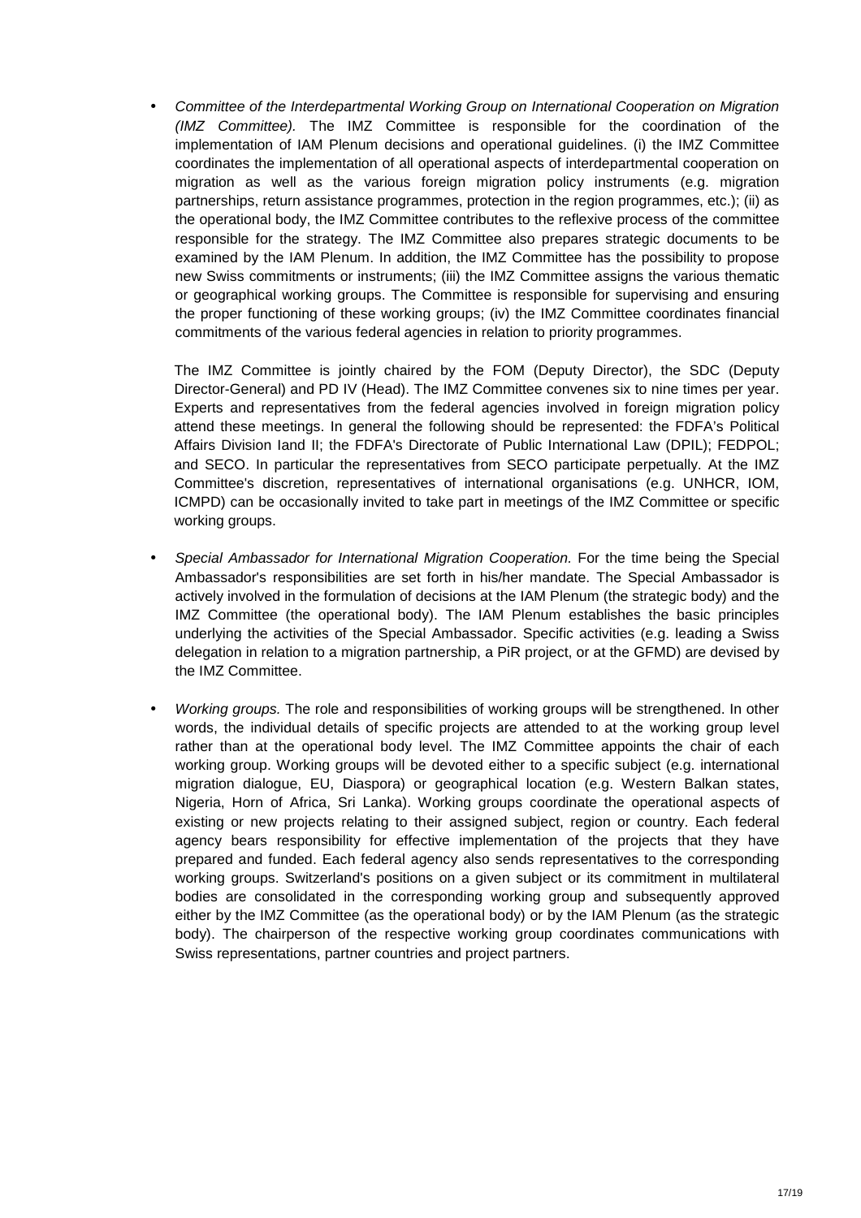- *Committee of the Interdepartmental Working Group on International Cooperation on Migration (IMZ Committee).* The IMZ Committee is responsible for the coordination of the implementation of IAM Plenum decisions and operational guidelines. (i) the IMZ Committee coordinates the implementation of all operational aspects of interdepartmental cooperation on migration as well as the various foreign migration policy instruments (e.g. migration partnerships, return assistance programmes, protection in the region programmes, etc.); (ii) as the operational body, the IMZ Committee contributes to the reflexive process of the committee responsible for the strategy. The IMZ Committee also prepares strategic documents to be examined by the IAM Plenum. In addition, the IMZ Committee has the possibility to propose new Swiss commitments or instruments; (iii) the IMZ Committee assigns the various thematic or geographical working groups. The Committee is responsible for supervising and ensuring the proper functioning of these working groups; (iv) the IMZ Committee coordinates financial commitments of the various federal agencies in relation to priority programmes.

  The IMZ Committee is jointly chaired by the FOM (Deputy Director), the SDC (Deputy Director-General) and PD IV (Head). The IMZ Committee convenes six to nine times per year. Experts and representatives from the federal agencies involved in foreign migration policy attend these meetings. In general the following should be represented: the FDFA's Political Affairs Division Iand II; the FDFA's Directorate of Public International Law (DPIL); FEDPOL; and SECO. In particular the representatives from SECO participate perpetually. At the IMZ Committee's discretion, representatives of international organisations (e.g. UNHCR, IOM, ICMPD) can be occasionally invited to take part in meetings of the IMZ Committee or specific working groups.

- *Special Ambassador for International Migration Cooperation.* For the time being the Special Ambassador's responsibilities are set forth in his/her mandate. The Special Ambassador is actively involved in the formulation of decisions at the IAM Plenum (the strategic body) and the IMZ Committee (the operational body). The IAM Plenum establishes the basic principles underlying the activities of the Special Ambassador. Specific activities (e.g. leading a Swiss delegation in relation to a migration partnership, a PiR project, or at the GFMD) are devised by the IMZ Committee.

- *Working groups.* The role and responsibilities of working groups will be strengthened. In other words, the individual details of specific projects are attended to at the working group level rather than at the operational body level. The IMZ Committee appoints the chair of each working group. Working groups will be devoted either to a specific subject (e.g. international migration dialogue, EU, Diaspora) or geographical location (e.g. Western Balkan states, Nigeria, Horn of Africa, Sri Lanka). Working groups coordinate the operational aspects of existing or new projects relating to their assigned subject, region or country. Each federal agency bears responsibility for effective implementation of the projects that they have prepared and funded. Each federal agency also sends representatives to the corresponding working groups. Switzerland's positions on a given subject or its commitment in multilateral bodies are consolidated in the corresponding working group and subsequently approved either by the IMZ Committee (as the operational body) or by the IAM Plenum (as the strategic body). The chairperson of the respective working group coordinates communications with Swiss representations, partner countries and project partners.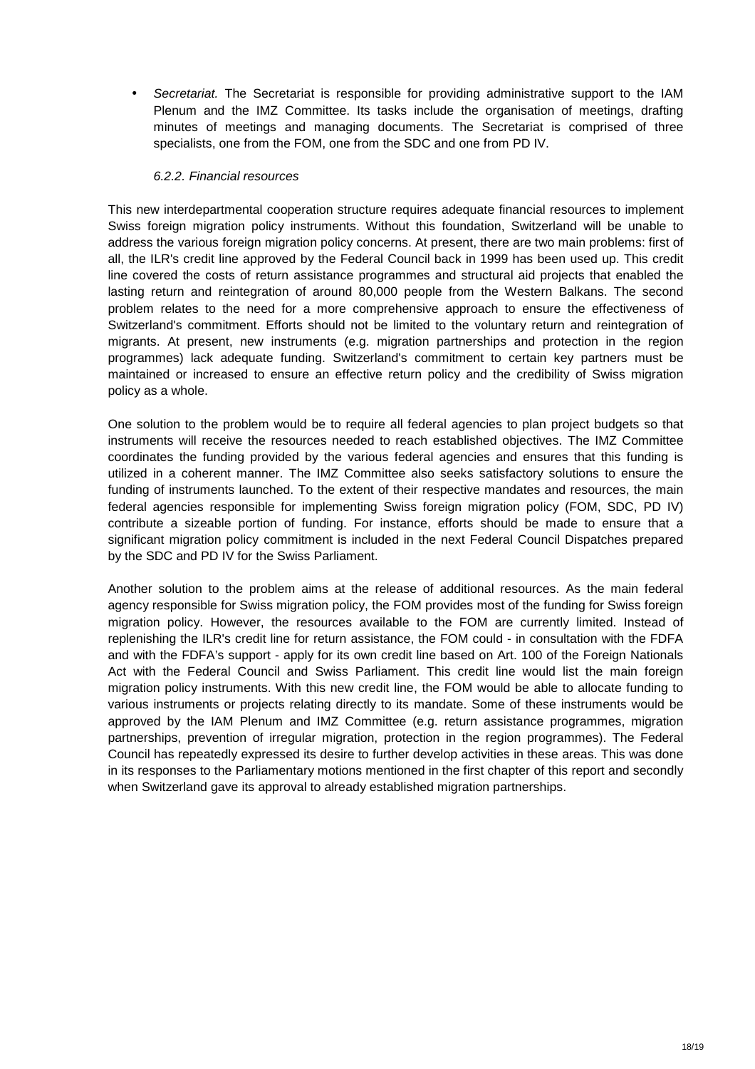- *Secretariat.* The Secretariat is responsible for providing administrative support to the IAM Plenum and the IMZ Committee. Its tasks include the organisation of meetings, drafting minutes of meetings and managing documents. The Secretariat is comprised of three specialists, one from the FOM, one from the SDC and one from PD IV.

#### *6.2.2. Financial resources*

This new interdepartmental cooperation structure requires adequate financial resources to implement Swiss foreign migration policy instruments. Without this foundation, Switzerland will be unable to address the various foreign migration policy concerns. At present, there are two main problems: first of all, the ILR's credit line approved by the Federal Council back in 1999 has been used up. This credit line covered the costs of return assistance programmes and structural aid projects that enabled the lasting return and reintegration of around 80,000 people from the Western Balkans. The second problem relates to the need for a more comprehensive approach to ensure the effectiveness of Switzerland's commitment. Efforts should not be limited to the voluntary return and reintegration of migrants. At present, new instruments (e.g. migration partnerships and protection in the region programmes) lack adequate funding. Switzerland's commitment to certain key partners must be maintained or increased to ensure an effective return policy and the credibility of Swiss migration policy as a whole.

One solution to the problem would be to require all federal agencies to plan project budgets so that instruments will receive the resources needed to reach established objectives. The IMZ Committee coordinates the funding provided by the various federal agencies and ensures that this funding is utilized in a coherent manner. The IMZ Committee also seeks satisfactory solutions to ensure the funding of instruments launched. To the extent of their respective mandates and resources, the main federal agencies responsible for implementing Swiss foreign migration policy (FOM, SDC, PD IV) contribute a sizeable portion of funding. For instance, efforts should be made to ensure that a significant migration policy commitment is included in the next Federal Council Dispatches prepared by the SDC and PD IV for the Swiss Parliament.

Another solution to the problem aims at the release of additional resources. As the main federal agency responsible for Swiss migration policy, the FOM provides most of the funding for Swiss foreign migration policy. However, the resources available to the FOM are currently limited. Instead of replenishing the ILR's credit line for return assistance, the FOM could - in consultation with the FDFA and with the FDFA's support - apply for its own credit line based on Art. 100 of the Foreign Nationals Act with the Federal Council and Swiss Parliament. This credit line would list the main foreign migration policy instruments. With this new credit line, the FOM would be able to allocate funding to various instruments or projects relating directly to its mandate. Some of these instruments would be approved by the IAM Plenum and IMZ Committee (e.g. return assistance programmes, migration partnerships, prevention of irregular migration, protection in the region programmes). The Federal Council has repeatedly expressed its desire to further develop activities in these areas. This was done in its responses to the Parliamentary motions mentioned in the first chapter of this report and secondly when Switzerland gave its approval to already established migration partnerships.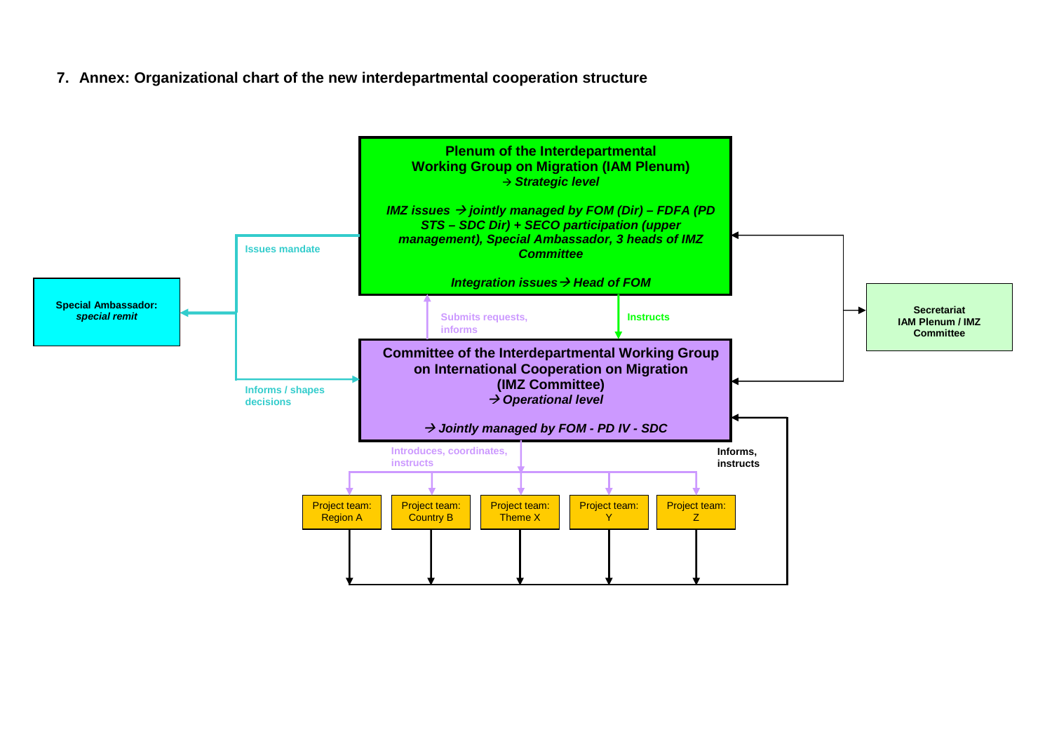## 7. Annex: Organizational chart of the new interdepartmental cooperation structure

**Plenum of the Interdepartmental Working Group on Migration (IAM Plenum)**
***→ Strategic level***

***IMZ issues → jointly managed by FOM (Dir) – FDFA (PD STS – SDC Dir) + SECO participation (upper management), Special Ambassador, 3 heads of IMZ Committee***

***Integration issues → Head of FOM***

**Issues mandate**

**Special Ambassador:** ***special remit***

**Informs / shapes decisions**

**Submits requests, informs**

**Instructs**

**Secretariat IAM Plenum / IMZ Committee**

**Committee of the Interdepartmental Working Group on International Cooperation on Migration (IMZ Committee)**
***→ Operational level***

***→ Jointly managed by FOM - PD IV - SDC***

**Introduces, coordinates, instructs**

**Informs, instructs**

Project team: Region A

Project team: Country B

Project team: Theme X

Project team: Y

Project team: Z